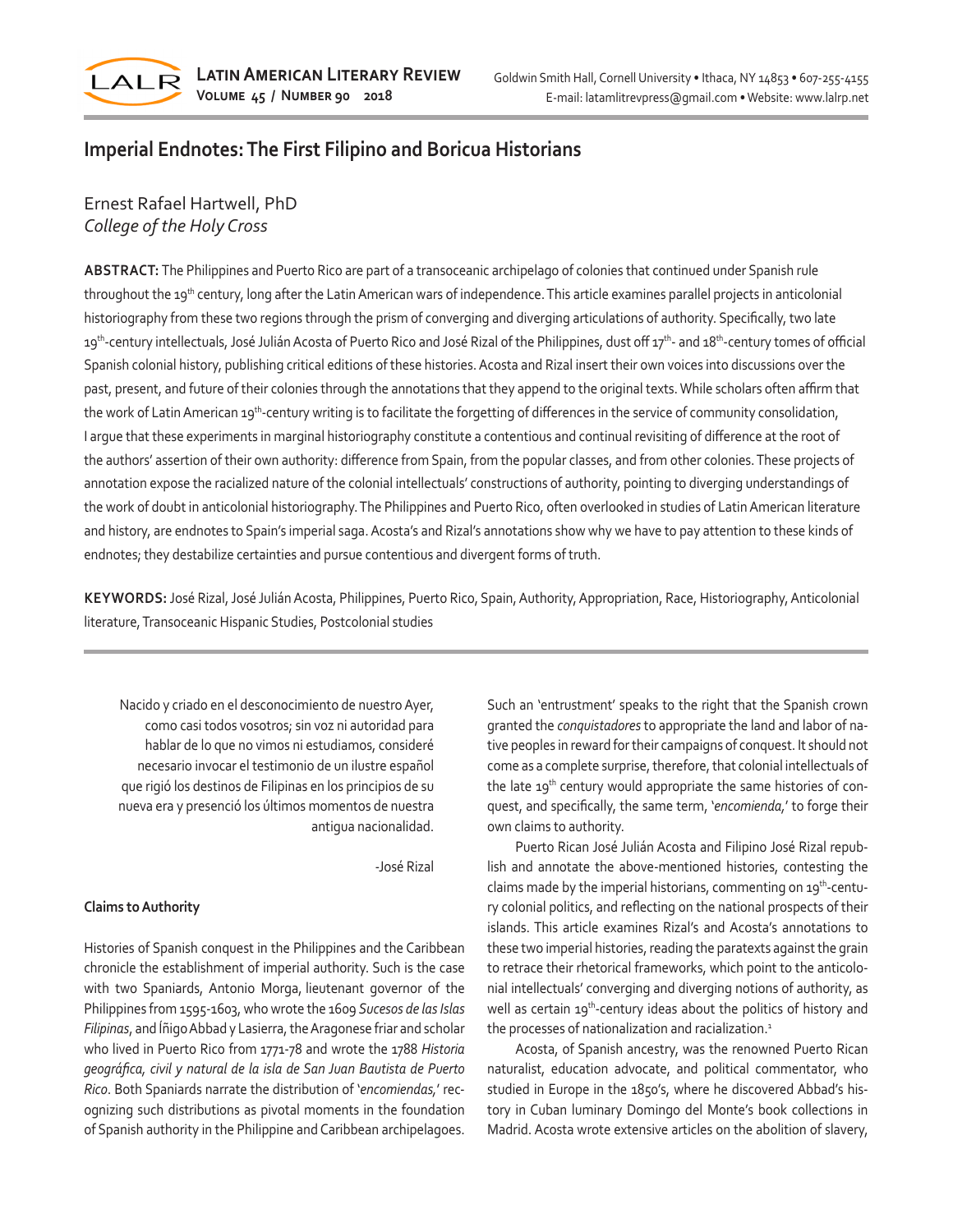# Imperial Endnotes: The First Filipino and Boricua Historians

Ernest Rafael Hartwell, PhD
*College of the Holy Cross*

**ABSTRACT:** The Philippines and Puerto Rico are part of a transoceanic archipelago of colonies that continued under Spanish rule throughout the 19th century, long after the Latin American wars of independence. This article examines parallel projects in anticolonial historiography from these two regions through the prism of converging and diverging articulations of authority. Specifically, two late 19th-century intellectuals, José Julián Acosta of Puerto Rico and José Rizal of the Philippines, dust off 17th- and 18th-century tomes of official Spanish colonial history, publishing critical editions of these histories. Acosta and Rizal insert their own voices into discussions over the past, present, and future of their colonies through the annotations that they append to the original texts. While scholars often affirm that the work of Latin American 19th-century writing is to facilitate the forgetting of differences in the service of community consolidation, I argue that these experiments in marginal historiography constitute a contentious and continual revisiting of difference at the root of the authors' assertion of their own authority: difference from Spain, from the popular classes, and from other colonies. These projects of annotation expose the racialized nature of the colonial intellectuals' constructions of authority, pointing to diverging understandings of the work of doubt in anticolonial historiography. The Philippines and Puerto Rico, often overlooked in studies of Latin American literature and history, are endnotes to Spain's imperial saga. Acosta's and Rizal's annotations show why we have to pay attention to these kinds of endnotes; they destabilize certainties and pursue contentious and divergent forms of truth.

**KEYWORDS:** José Rizal, José Julián Acosta, Philippines, Puerto Rico, Spain, Authority, Appropriation, Race, Historiography, Anticolonial literature, Transoceanic Hispanic Studies, Postcolonial studies

> Nacido y criado en el desconocimiento de nuestro Ayer, como casi todos vosotros; sin voz ni autoridad para hablar de lo que no vimos ni estudiamos, consideré necesario invocar el testimonio de un ilustre español que rigió los destinos de Filipinas en los principios de su nueva era y presenció los últimos momentos de nuestra antigua nacionalidad.
>
> -José Rizal

### Claims to Authority

Histories of Spanish conquest in the Philippines and the Caribbean chronicle the establishment of imperial authority. Such is the case with two Spaniards, Antonio Morga, lieutenant governor of the Philippines from 1595-1603, who wrote the 1609 *Sucesos de las Islas Filipinas*, and Íñigo Abbad y Lasierra, the Aragonese friar and scholar who lived in Puerto Rico from 1771-78 and wrote the 1788 *Historia geográfica, civil y natural de la isla de San Juan Bautista de Puerto Rico*. Both Spaniards narrate the distribution of '*encomiendas*,' recognizing such distributions as pivotal moments in the foundation of Spanish authority in the Philippine and Caribbean archipelagoes. Such an 'entrustment' speaks to the right that the Spanish crown granted the *conquistadores* to appropriate the land and labor of native peoples in reward for their campaigns of conquest. It should not come as a complete surprise, therefore, that colonial intellectuals of the late 19th century would appropriate the same histories of conquest, and specifically, the same term, '*encomienda*,' to forge their own claims to authority.

Puerto Rican José Julián Acosta and Filipino José Rizal republish and annotate the above-mentioned histories, contesting the claims made by the imperial historians, commenting on 19th-century colonial politics, and reflecting on the national prospects of their islands. This article examines Rizal's and Acosta's annotations to these two imperial histories, reading the paratexts against the grain to retrace their rhetorical frameworks, which point to the anticolonial intellectuals' converging and diverging notions of authority, as well as certain 19th-century ideas about the politics of history and the processes of nationalization and racialization.[1]

Acosta, of Spanish ancestry, was the renowned Puerto Rican naturalist, education advocate, and political commentator, who studied in Europe in the 1850's, where he discovered Abbad's history in Cuban luminary Domingo del Monte's book collections in Madrid. Acosta wrote extensive articles on the abolition of slavery,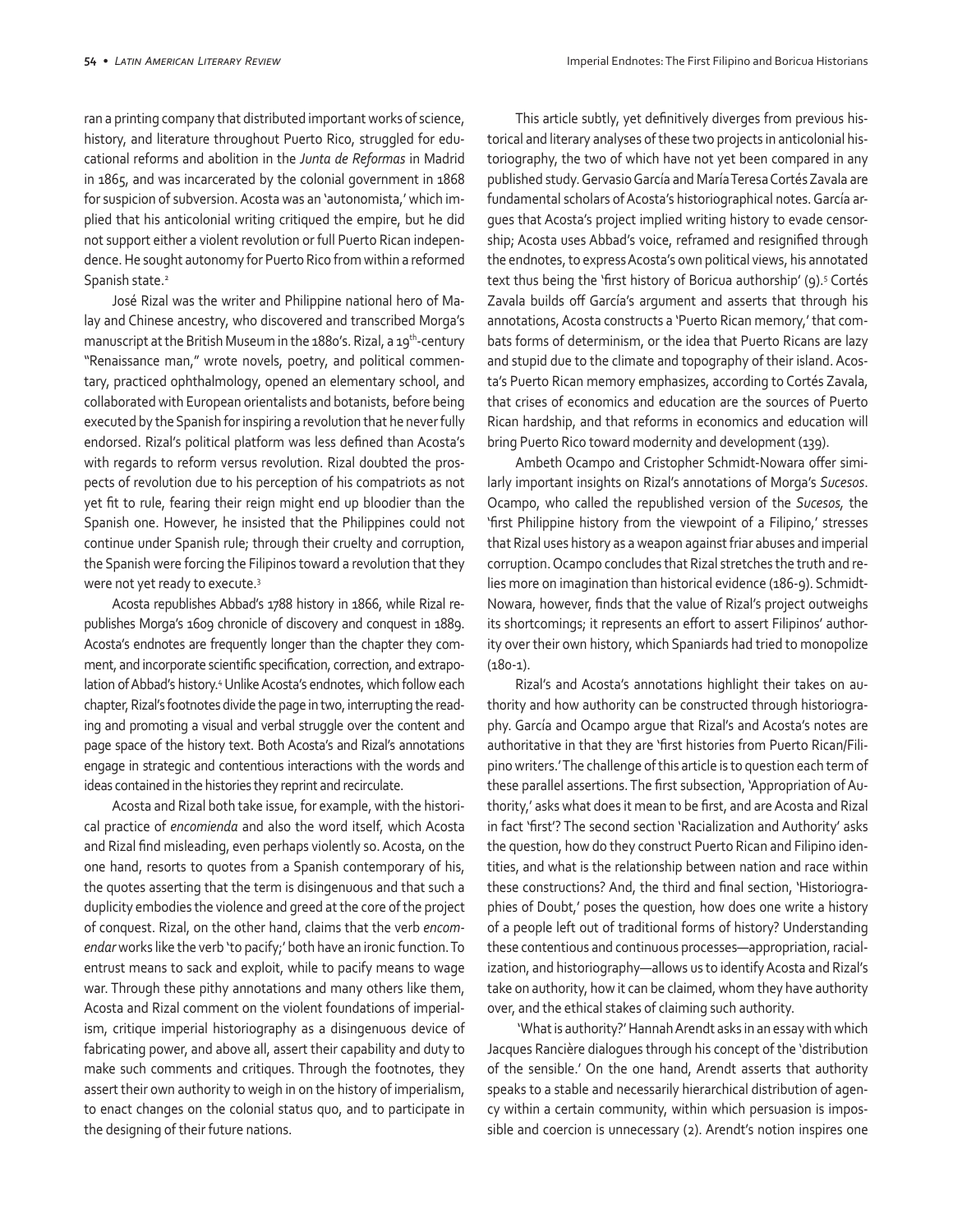ran a printing company that distributed important works of science, history, and literature throughout Puerto Rico, struggled for educational reforms and abolition in the *Junta de Reformas* in Madrid in 1865, and was incarcerated by the colonial government in 1868 for suspicion of subversion. Acosta was an 'autonomista,' which implied that his anticolonial writing critiqued the empire, but he did not support either a violent revolution or full Puerto Rican independence. He sought autonomy for Puerto Rico from within a reformed Spanish state.[2]

José Rizal was the writer and Philippine national hero of Malay and Chinese ancestry, who discovered and transcribed Morga's manuscript at the British Museum in the 1880's. Rizal, a 19th-century "Renaissance man," wrote novels, poetry, and political commentary, practiced ophthalmology, opened an elementary school, and collaborated with European orientalists and botanists, before being executed by the Spanish for inspiring a revolution that he never fully endorsed. Rizal's political platform was less defined than Acosta's with regards to reform versus revolution. Rizal doubted the prospects of revolution due to his perception of his compatriots as not yet fit to rule, fearing their reign might end up bloodier than the Spanish one. However, he insisted that the Philippines could not continue under Spanish rule; through their cruelty and corruption, the Spanish were forcing the Filipinos toward a revolution that they were not yet ready to execute.[3]

Acosta republishes Abbad's 1788 history in 1866, while Rizal republishes Morga's 1609 chronicle of discovery and conquest in 1889. Acosta's endnotes are frequently longer than the chapter they comment, and incorporate scientific specification, correction, and extrapolation of Abbad's history.[4] Unlike Acosta's endnotes, which follow each chapter, Rizal's footnotes divide the page in two, interrupting the reading and promoting a visual and verbal struggle over the content and page space of the history text. Both Acosta's and Rizal's annotations engage in strategic and contentious interactions with the words and ideas contained in the histories they reprint and recirculate.

Acosta and Rizal both take issue, for example, with the historical practice of *encomienda* and also the word itself, which Acosta and Rizal find misleading, even perhaps violently so. Acosta, on the one hand, resorts to quotes from a Spanish contemporary of his, the quotes asserting that the term is disingenuous and that such a duplicity embodies the violence and greed at the core of the project of conquest. Rizal, on the other hand, claims that the verb *encomendar* works like the verb 'to pacify;' both have an ironic function. To entrust means to sack and exploit, while to pacify means to wage war. Through these pithy annotations and many others like them, Acosta and Rizal comment on the violent foundations of imperialism, critique imperial historiography as a disingenuous device of fabricating power, and above all, assert their capability and duty to make such comments and critiques. Through the footnotes, they assert their own authority to weigh in on the history of imperialism, to enact changes on the colonial status quo, and to participate in the designing of their future nations.

This article subtly, yet definitively diverges from previous historical and literary analyses of these two projects in anticolonial historiography, the two of which have not yet been compared in any published study. Gervasio García and María Teresa Cortés Zavala are fundamental scholars of Acosta's historiographical notes. García argues that Acosta's project implied writing history to evade censorship; Acosta uses Abbad's voice, reframed and resignified through the endnotes, to express Acosta's own political views, his annotated text thus being the 'first history of Boricua authorship' (9).[5] Cortés Zavala builds off García's argument and asserts that through his annotations, Acosta constructs a 'Puerto Rican memory,' that combats forms of determinism, or the idea that Puerto Ricans are lazy and stupid due to the climate and topography of their island. Acosta's Puerto Rican memory emphasizes, according to Cortés Zavala, that crises of economics and education are the sources of Puerto Rican hardship, and that reforms in economics and education will bring Puerto Rico toward modernity and development (139).

Ambeth Ocampo and Cristopher Schmidt-Nowara offer similarly important insights on Rizal's annotations of Morga's *Sucesos*. Ocampo, who called the republished version of the *Sucesos,* the 'first Philippine history from the viewpoint of a Filipino,' stresses that Rizal uses history as a weapon against friar abuses and imperial corruption. Ocampo concludes that Rizal stretches the truth and relies more on imagination than historical evidence (186-9). Schmidt-Nowara, however, finds that the value of Rizal's project outweighs its shortcomings; it represents an effort to assert Filipinos' authority over their own history, which Spaniards had tried to monopolize (180-1).

Rizal's and Acosta's annotations highlight their takes on authority and how authority can be constructed through historiography. García and Ocampo argue that Rizal's and Acosta's notes are authoritative in that they are 'first histories from Puerto Rican/Filipino writers.' The challenge of this article is to question each term of these parallel assertions. The first subsection, 'Appropriation of Authority,' asks what does it mean to be first, and are Acosta and Rizal in fact 'first'? The second section 'Racialization and Authority' asks the question, how do they construct Puerto Rican and Filipino identities, and what is the relationship between nation and race within these constructions? And, the third and final section, 'Historiographies of Doubt,' poses the question, how does one write a history of a people left out of traditional forms of history? Understanding these contentious and continuous processes—appropriation, racialization, and historiography—allows us to identify Acosta and Rizal's take on authority, how it can be claimed, whom they have authority over, and the ethical stakes of claiming such authority.

'What is authority?' Hannah Arendt asks in an essay with which Jacques Rancière dialogues through his concept of the 'distribution of the sensible.' On the one hand, Arendt asserts that authority speaks to a stable and necessarily hierarchical distribution of agency within a certain community, within which persuasion is impossible and coercion is unnecessary (2). Arendt's notion inspires one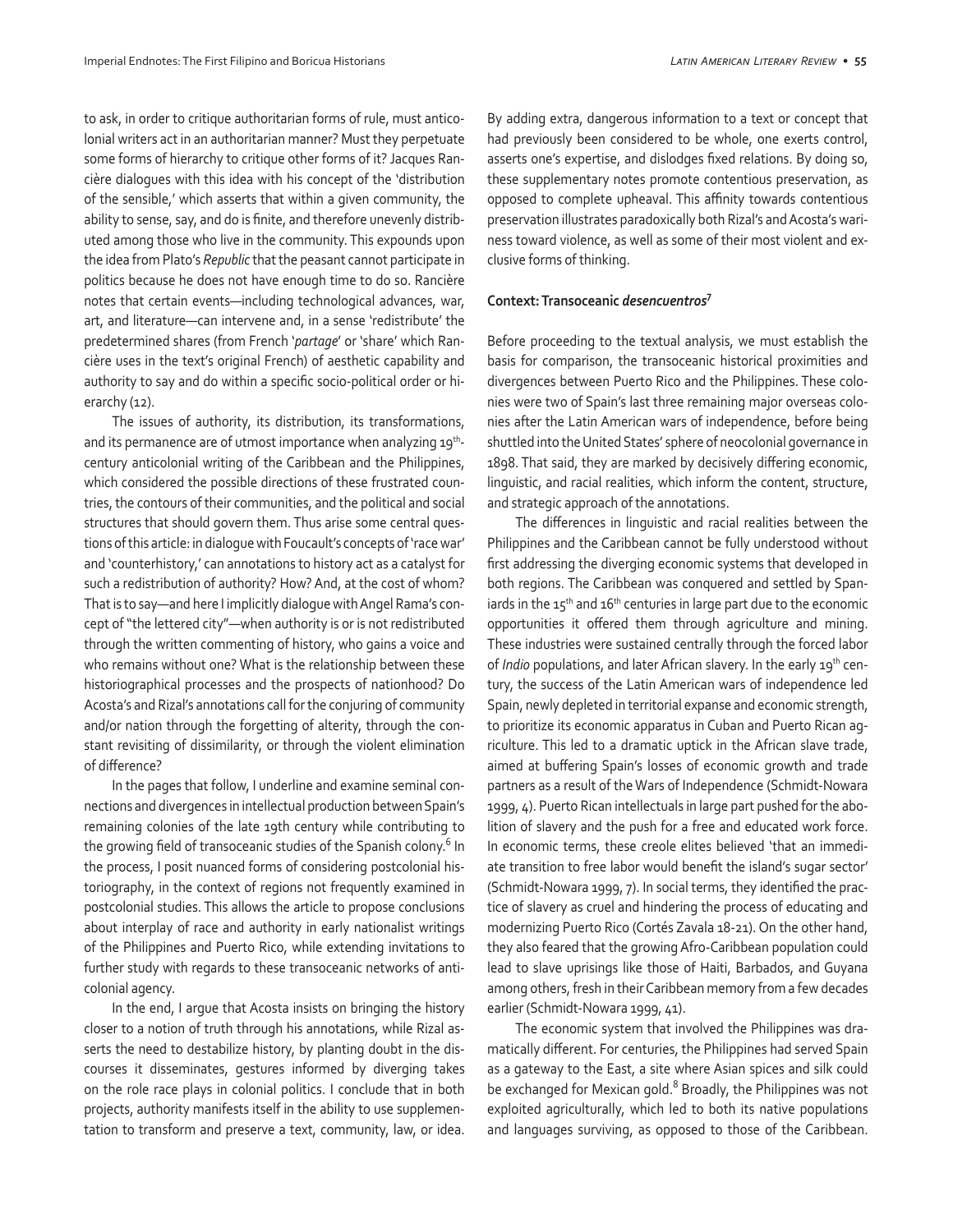to ask, in order to critique authoritarian forms of rule, must anticolonial writers act in an authoritarian manner? Must they perpetuate some forms of hierarchy to critique other forms of it? Jacques Rancière dialogues with this idea with his concept of the 'distribution of the sensible,' which asserts that within a given community, the ability to sense, say, and do is finite, and therefore unevenly distributed among those who live in the community. This expounds upon the idea from Plato's *Republic* that the peasant cannot participate in politics because he does not have enough time to do so. Rancière notes that certain events—including technological advances, war, art, and literature—can intervene and, in a sense 'redistribute' the predetermined shares (from French '*partage*' or 'share' which Rancière uses in the text's original French) of aesthetic capability and authority to say and do within a specific socio-political order or hierarchy (12).

The issues of authority, its distribution, its transformations, and its permanence are of utmost importance when analyzing 19th-century anticolonial writing of the Caribbean and the Philippines, which considered the possible directions of these frustrated countries, the contours of their communities, and the political and social structures that should govern them. Thus arise some central questions of this article: in dialogue with Foucault's concepts of 'race war' and 'counterhistory,' can annotations to history act as a catalyst for such a redistribution of authority? How? And, at the cost of whom? That is to say—and here I implicitly dialogue with Angel Rama's concept of "the lettered city"—when authority is or is not redistributed through the written commenting of history, who gains a voice and who remains without one? What is the relationship between these historiographical processes and the prospects of nationhood? Do Acosta's and Rizal's annotations call for the conjuring of community and/or nation through the forgetting of alterity, through the constant revisiting of dissimilarity, or through the violent elimination of difference?

In the pages that follow, I underline and examine seminal connections and divergences in intellectual production between Spain's remaining colonies of the late 19th century while contributing to the growing field of transoceanic studies of the Spanish colony.[6] In the process, I posit nuanced forms of considering postcolonial historiography, in the context of regions not frequently examined in postcolonial studies. This allows the article to propose conclusions about interplay of race and authority in early nationalist writings of the Philippines and Puerto Rico, while extending invitations to further study with regards to these transoceanic networks of anticolonial agency.

In the end, I argue that Acosta insists on bringing the history closer to a notion of truth through his annotations, while Rizal asserts the need to destabilize history, by planting doubt in the discourses it disseminates, gestures informed by diverging takes on the role race plays in colonial politics. I conclude that in both projects, authority manifests itself in the ability to use supplementation to transform and preserve a text, community, law, or idea. By adding extra, dangerous information to a text or concept that had previously been considered to be whole, one exerts control, asserts one's expertise, and dislodges fixed relations. By doing so, these supplementary notes promote contentious preservation, as opposed to complete upheaval. This affinity towards contentious preservation illustrates paradoxically both Rizal's and Acosta's wariness toward violence, as well as some of their most violent and exclusive forms of thinking.

### Context: Transoceanic *desencuentros*[7]

Before proceeding to the textual analysis, we must establish the basis for comparison, the transoceanic historical proximities and divergences between Puerto Rico and the Philippines. These colonies were two of Spain's last three remaining major overseas colonies after the Latin American wars of independence, before being shuttled into the United States' sphere of neocolonial governance in 1898. That said, they are marked by decisively differing economic, linguistic, and racial realities, which inform the content, structure, and strategic approach of the annotations.

The differences in linguistic and racial realities between the Philippines and the Caribbean cannot be fully understood without first addressing the diverging economic systems that developed in both regions. The Caribbean was conquered and settled by Spaniards in the 15th and 16th centuries in large part due to the economic opportunities it offered them through agriculture and mining. These industries were sustained centrally through the forced labor of *Indio* populations, and later African slavery. In the early 19th century, the success of the Latin American wars of independence led Spain, newly depleted in territorial expanse and economic strength, to prioritize its economic apparatus in Cuban and Puerto Rican agriculture. This led to a dramatic uptick in the African slave trade, aimed at buffering Spain's losses of economic growth and trade partners as a result of the Wars of Independence (Schmidt-Nowara 1999, 4). Puerto Rican intellectuals in large part pushed for the abolition of slavery and the push for a free and educated work force. In economic terms, these creole elites believed 'that an immediate transition to free labor would benefit the island's sugar sector' (Schmidt-Nowara 1999, 7). In social terms, they identified the practice of slavery as cruel and hindering the process of educating and modernizing Puerto Rico (Cortés Zavala 18-21). On the other hand, they also feared that the growing Afro-Caribbean population could lead to slave uprisings like those of Haiti, Barbados, and Guyana among others, fresh in their Caribbean memory from a few decades earlier (Schmidt-Nowara 1999, 41).

The economic system that involved the Philippines was dramatically different. For centuries, the Philippines had served Spain as a gateway to the East, a site where Asian spices and silk could be exchanged for Mexican gold.[8] Broadly, the Philippines was not exploited agriculturally, which led to both its native populations and languages surviving, as opposed to those of the Caribbean.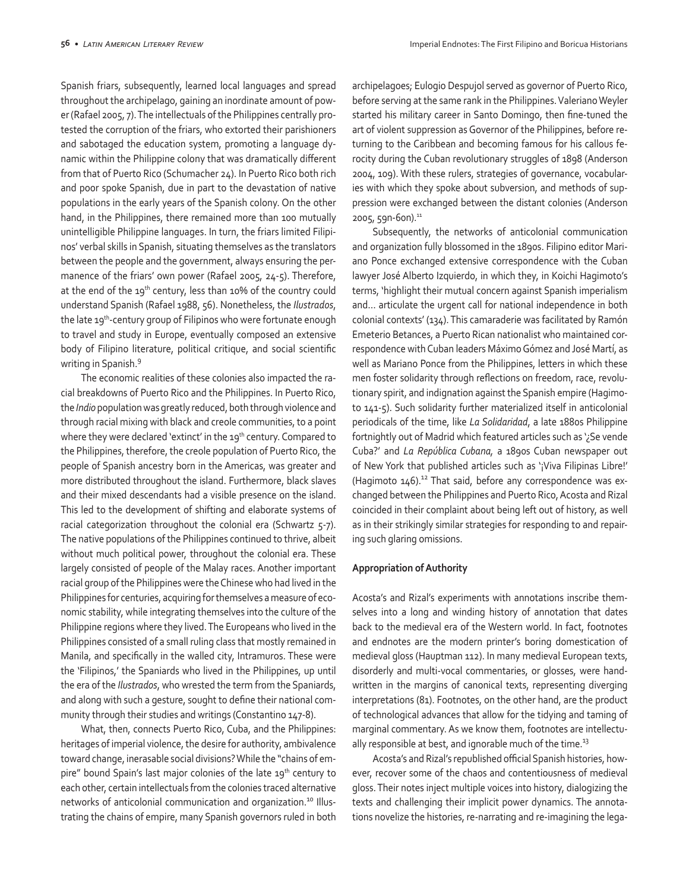Spanish friars, subsequently, learned local languages and spread throughout the archipelago, gaining an inordinate amount of power (Rafael 2005, 7). The intellectuals of the Philippines centrally protested the corruption of the friars, who extorted their parishioners and sabotaged the education system, promoting a language dynamic within the Philippine colony that was dramatically different from that of Puerto Rico (Schumacher 24). In Puerto Rico both rich and poor spoke Spanish, due in part to the devastation of native populations in the early years of the Spanish colony. On the other hand, in the Philippines, there remained more than 100 mutually unintelligible Philippine languages. In turn, the friars limited Filipinos' verbal skills in Spanish, situating themselves as the translators between the people and the government, always ensuring the permanence of the friars' own power (Rafael 2005, 24-5). Therefore, at the end of the 19th century, less than 10% of the country could understand Spanish (Rafael 1988, 56). Nonetheless, the *Ilustrados*, the late 19th-century group of Filipinos who were fortunate enough to travel and study in Europe, eventually composed an extensive body of Filipino literature, political critique, and social scientific writing in Spanish.[9]

The economic realities of these colonies also impacted the racial breakdowns of Puerto Rico and the Philippines. In Puerto Rico, the *Indio* population was greatly reduced, both through violence and through racial mixing with black and creole communities, to a point where they were declared 'extinct' in the 19th century. Compared to the Philippines, therefore, the creole population of Puerto Rico, the people of Spanish ancestry born in the Americas, was greater and more distributed throughout the island. Furthermore, black slaves and their mixed descendants had a visible presence on the island. This led to the development of shifting and elaborate systems of racial categorization throughout the colonial era (Schwartz 5-7). The native populations of the Philippines continued to thrive, albeit without much political power, throughout the colonial era. These largely consisted of people of the Malay races. Another important racial group of the Philippines were the Chinese who had lived in the Philippines for centuries, acquiring for themselves a measure of economic stability, while integrating themselves into the culture of the Philippine regions where they lived. The Europeans who lived in the Philippines consisted of a small ruling class that mostly remained in Manila, and specifically in the walled city, Intramuros. These were the 'Filipinos,' the Spaniards who lived in the Philippines, up until the era of the *Ilustrados*, who wrested the term from the Spaniards, and along with such a gesture, sought to define their national community through their studies and writings (Constantino 147-8).

What, then, connects Puerto Rico, Cuba, and the Philippines: heritages of imperial violence, the desire for authority, ambivalence toward change, inerasable social divisions? While the "chains of empire" bound Spain's last major colonies of the late 19th century to each other, certain intellectuals from the colonies traced alternative networks of anticolonial communication and organization.[10] Illustrating the chains of empire, many Spanish governors ruled in both archipelagoes; Eulogio Despujol served as governor of Puerto Rico, before serving at the same rank in the Philippines. Valeriano Weyler started his military career in Santo Domingo, then fine-tuned the art of violent suppression as Governor of the Philippines, before returning to the Caribbean and becoming famous for his callous ferocity during the Cuban revolutionary struggles of 1898 (Anderson 2004, 109). With these rulers, strategies of governance, vocabularies with which they spoke about subversion, and methods of suppression were exchanged between the distant colonies (Anderson 2005, 59n-60n).[11]

Subsequently, the networks of anticolonial communication and organization fully blossomed in the 1890s. Filipino editor Mariano Ponce exchanged extensive correspondence with the Cuban lawyer José Alberto Izquierdo, in which they, in Koichi Hagimoto's terms, 'highlight their mutual concern against Spanish imperialism and… articulate the urgent call for national independence in both colonial contexts' (134). This camaraderie was facilitated by Ramón Emeterio Betances, a Puerto Rican nationalist who maintained correspondence with Cuban leaders Máximo Gómez and José Martí, as well as Mariano Ponce from the Philippines, letters in which these men foster solidarity through reflections on freedom, race, revolutionary spirit, and indignation against the Spanish empire (Hagimoto 141-5). Such solidarity further materialized itself in anticolonial periodicals of the time, like *La Solidaridad*, a late 1880s Philippine fortnightly out of Madrid which featured articles such as '¿Se vende Cuba?' and *La República Cubana,* a 1890s Cuban newspaper out of New York that published articles such as '¡Viva Filipinas Libre!' (Hagimoto 146).[12] That said, before any correspondence was exchanged between the Philippines and Puerto Rico, Acosta and Rizal coincided in their complaint about being left out of history, as well as in their strikingly similar strategies for responding to and repairing such glaring omissions.

### Appropriation of Authority

Acosta's and Rizal's experiments with annotations inscribe themselves into a long and winding history of annotation that dates back to the medieval era of the Western world. In fact, footnotes and endnotes are the modern printer's boring domestication of medieval gloss (Hauptman 112). In many medieval European texts, disorderly and multi-vocal commentaries, or glosses, were handwritten in the margins of canonical texts, representing diverging interpretations (81). Footnotes, on the other hand, are the product of technological advances that allow for the tidying and taming of marginal commentary. As we know them, footnotes are intellectually responsible at best, and ignorable much of the time.[13]

Acosta's and Rizal's republished official Spanish histories, however, recover some of the chaos and contentiousness of medieval gloss. Their notes inject multiple voices into history, dialogizing the texts and challenging their implicit power dynamics. The annotations novelize the histories, re-narrating and re-imagining the lega-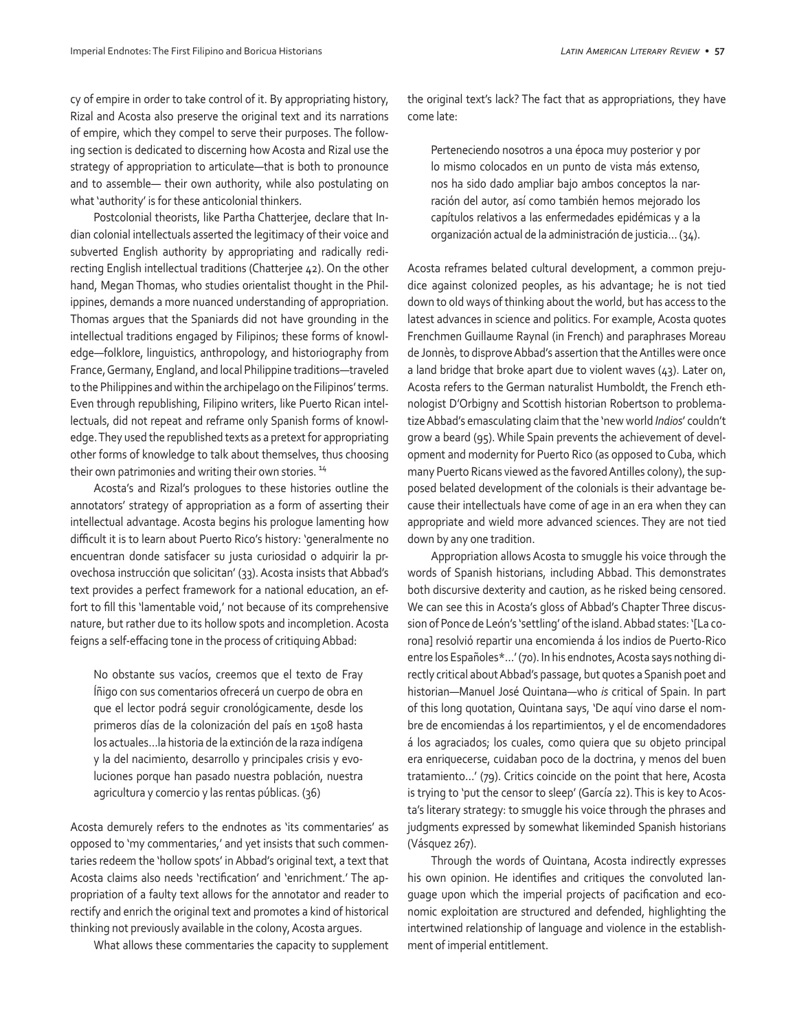cy of empire in order to take control of it. By appropriating history, Rizal and Acosta also preserve the original text and its narrations of empire, which they compel to serve their purposes. The following section is dedicated to discerning how Acosta and Rizal use the strategy of appropriation to articulate—that is both to pronounce and to assemble— their own authority, while also postulating on what 'authority' is for these anticolonial thinkers.

Postcolonial theorists, like Partha Chatterjee, declare that Indian colonial intellectuals asserted the legitimacy of their voice and subverted English authority by appropriating and radically redirecting English intellectual traditions (Chatterjee 42). On the other hand, Megan Thomas, who studies orientalist thought in the Philippines, demands a more nuanced understanding of appropriation. Thomas argues that the Spaniards did not have grounding in the intellectual traditions engaged by Filipinos; these forms of knowledge—folklore, linguistics, anthropology, and historiography from France, Germany, England, and local Philippine traditions—traveled to the Philippines and within the archipelago on the Filipinos' terms. Even through republishing, Filipino writers, like Puerto Rican intellectuals, did not repeat and reframe only Spanish forms of knowledge. They used the republished texts as a pretext for appropriating other forms of knowledge to talk about themselves, thus choosing their own patrimonies and writing their own stories. [14]

Acosta's and Rizal's prologues to these histories outline the annotators' strategy of appropriation as a form of asserting their intellectual advantage. Acosta begins his prologue lamenting how difficult it is to learn about Puerto Rico's history: 'generalmente no encuentran donde satisfacer su justa curiosidad o adquirir la provechosa instrucción que solicitan' (33). Acosta insists that Abbad's text provides a perfect framework for a national education, an effort to fill this 'lamentable void,' not because of its comprehensive nature, but rather due to its hollow spots and incompletion. Acosta feigns a self-effacing tone in the process of critiquing Abbad:

> No obstante sus vacíos, creemos que el texto de Fray Íñigo con sus comentarios ofrecerá un cuerpo de obra en que el lector podrá seguir cronológicamente, desde los primeros días de la colonización del país en 1508 hasta los actuales…la historia de la extinción de la raza indígena y la del nacimiento, desarrollo y principales crisis y evoluciones porque han pasado nuestra población, nuestra agricultura y comercio y las rentas públicas. (36)

Acosta demurely refers to the endnotes as 'its commentaries' as opposed to 'my commentaries,' and yet insists that such commentaries redeem the 'hollow spots' in Abbad's original text, a text that Acosta claims also needs 'rectification' and 'enrichment.' The appropriation of a faulty text allows for the annotator and reader to rectify and enrich the original text and promotes a kind of historical thinking not previously available in the colony, Acosta argues.

What allows these commentaries the capacity to supplement the original text's lack? The fact that as appropriations, they have come late:

> Perteneciendo nosotros a una época muy posterior y por lo mismo colocados en un punto de vista más extenso, nos ha sido dado ampliar bajo ambos conceptos la narración del autor, así como también hemos mejorado los capítulos relativos a las enfermedades epidémicas y a la organización actual de la administración de justicia… (34).

Acosta reframes belated cultural development, a common prejudice against colonized peoples, as his advantage; he is not tied down to old ways of thinking about the world, but has access to the latest advances in science and politics. For example, Acosta quotes Frenchmen Guillaume Raynal (in French) and paraphrases Moreau de Jonnès, to disprove Abbad's assertion that the Antilles were once a land bridge that broke apart due to violent waves (43). Later on, Acosta refers to the German naturalist Humboldt, the French ethnologist D'Orbigny and Scottish historian Robertson to problematize Abbad's emasculating claim that the 'new world *Indios*' couldn't grow a beard (95). While Spain prevents the achievement of development and modernity for Puerto Rico (as opposed to Cuba, which many Puerto Ricans viewed as the favored Antilles colony), the supposed belated development of the colonials is their advantage because their intellectuals have come of age in an era when they can appropriate and wield more advanced sciences. They are not tied down by any one tradition.

Appropriation allows Acosta to smuggle his voice through the words of Spanish historians, including Abbad. This demonstrates both discursive dexterity and caution, as he risked being censored. We can see this in Acosta's gloss of Abbad's Chapter Three discussion of Ponce de León's 'settling' of the island. Abbad states: '[La corona] resolvió repartir una encomienda á los indios de Puerto-Rico entre los Españoles*…' (70). In his endnotes, Acosta says nothing directly critical about Abbad's passage, but quotes a Spanish poet and historian—Manuel José Quintana—who *is* critical of Spain. In part of this long quotation, Quintana says, 'De aquí vino darse el nombre de encomiendas á los repartimientos, y el de encomendadores á los agraciados; los cuales, como quiera que su objeto principal era enriquecerse, cuidaban poco de la doctrina, y menos del buen tratamiento…' (79). Critics coincide on the point that here, Acosta is trying to 'put the censor to sleep' (García 22). This is key to Acosta's literary strategy: to smuggle his voice through the phrases and judgments expressed by somewhat likeminded Spanish historians (Vásquez 267).

Through the words of Quintana, Acosta indirectly expresses his own opinion. He identifies and critiques the convoluted language upon which the imperial projects of pacification and economic exploitation are structured and defended, highlighting the intertwined relationship of language and violence in the establishment of imperial entitlement.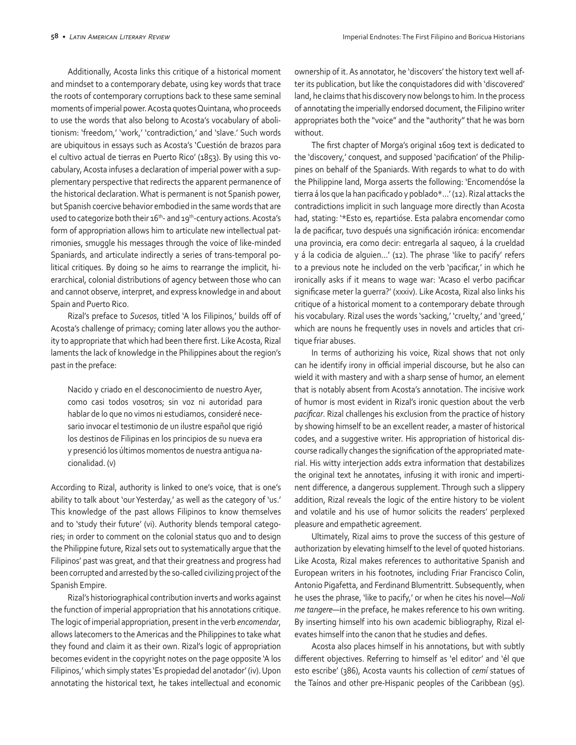Additionally, Acosta links this critique of a historical moment and mindset to a contemporary debate, using key words that trace the roots of contemporary corruptions back to these same seminal moments of imperial power. Acosta quotes Quintana, who proceeds to use the words that also belong to Acosta's vocabulary of abolitionism: 'freedom,' 'work,' 'contradiction,' and 'slave.' Such words are ubiquitous in essays such as Acosta's 'Cuestión de brazos para el cultivo actual de tierras en Puerto Rico' (1853). By using this vocabulary, Acosta infuses a declaration of imperial power with a supplementary perspective that redirects the apparent permanence of the historical declaration. What is permanent is not Spanish power, but Spanish coercive behavior embodied in the same words that are used to categorize both their 16th- and 19th-century actions. Acosta's form of appropriation allows him to articulate new intellectual patrimonies, smuggle his messages through the voice of like-minded Spaniards, and articulate indirectly a series of trans-temporal political critiques. By doing so he aims to rearrange the implicit, hierarchical, colonial distributions of agency between those who can and cannot observe, interpret, and express knowledge in and about Spain and Puerto Rico.

Rizal's preface to *Sucesos*, titled 'A los Filipinos,' builds off of Acosta's challenge of primacy; coming later allows you the authority to appropriate that which had been there first. Like Acosta, Rizal laments the lack of knowledge in the Philippines about the region's past in the preface:

> Nacido y criado en el desconocimiento de nuestro Ayer, como casi todos vosotros; sin voz ni autoridad para hablar de lo que no vimos ni estudiamos, consideré necesario invocar el testimonio de un ilustre español que rigió los destinos de Filipinas en los principios de su nueva era y presenció los últimos momentos de nuestra antigua nacionalidad. (v)

According to Rizal, authority is linked to one's voice, that is one's ability to talk about 'our Yesterday,' as well as the category of 'us.' This knowledge of the past allows Filipinos to know themselves and to 'study their future' (vi). Authority blends temporal categories; in order to comment on the colonial status quo and to design the Philippine future, Rizal sets out to systematically argue that the Filipinos' past was great, and that their greatness and progress had been corrupted and arrested by the so-called civilizing project of the Spanish Empire.

Rizal's historiographical contribution inverts and works against the function of imperial appropriation that his annotations critique. The logic of imperial appropriation, present in the verb *encomendar*, allows latecomers to the Americas and the Philippines to take what they found and claim it as their own. Rizal's logic of appropriation becomes evident in the copyright notes on the page opposite 'A los Filipinos,' which simply states 'Es propiedad del anotador' (iv). Upon annotating the historical text, he takes intellectual and economic ownership of it. As annotator, he 'discovers' the history text well after its publication, but like the conquistadores did with 'discovered' land, he claims that his discovery now belongs to him. In the process of annotating the imperially endorsed document, the Filipino writer appropriates both the "voice" and the "authority" that he was born without.

The first chapter of Morga's original 1609 text is dedicated to the 'discovery,' conquest, and supposed 'pacification' of the Philippines on behalf of the Spaniards. With regards to what to do with the Philippine land, Morga asserts the following: 'Encomendóse la tierra á los que la han pacificado y poblado*…' (12). Rizal attacks the contradictions implicit in such language more directly than Acosta had, stating: '*Esto es, repartióse. Esta palabra encomendar como la de pacificar, tuvo después una significación irónica: encomendar una provincia, era como decir: entregarla al saqueo, á la crueldad y á la codicia de alguien…' (12). The phrase 'like to pacify' refers to a previous note he included on the verb 'pacificar,' in which he ironically asks if it means to wage war: 'Acaso el verbo pacificar significase meter la guerra?' (xxxiv). Like Acosta, Rizal also links his critique of a historical moment to a contemporary debate through his vocabulary. Rizal uses the words 'sacking,' 'cruelty,' and 'greed,' which are nouns he frequently uses in novels and articles that critique friar abuses.

In terms of authorizing his voice, Rizal shows that not only can he identify irony in official imperial discourse, but he also can wield it with mastery and with a sharp sense of humor, an element that is notably absent from Acosta's annotation. The incisive work of humor is most evident in Rizal's ironic question about the verb *pacificar*. Rizal challenges his exclusion from the practice of history by showing himself to be an excellent reader, a master of historical codes, and a suggestive writer. His appropriation of historical discourse radically changes the signification of the appropriated material. His witty interjection adds extra information that destabilizes the original text he annotates, infusing it with ironic and impertinent difference, a dangerous supplement. Through such a slippery addition, Rizal reveals the logic of the entire history to be violent and volatile and his use of humor solicits the readers' perplexed pleasure and empathetic agreement.

Ultimately, Rizal aims to prove the success of this gesture of authorization by elevating himself to the level of quoted historians. Like Acosta, Rizal makes references to authoritative Spanish and European writers in his footnotes, including Friar Francisco Colin, Antonio Pigafetta, and Ferdinand Blumentritt. Subsequently, when he uses the phrase, 'like to pacify,' or when he cites his novel—*Noli me tangere*—in the preface, he makes reference to his own writing. By inserting himself into his own academic bibliography, Rizal elevates himself into the canon that he studies and defies.

Acosta also places himself in his annotations, but with subtly different objectives. Referring to himself as 'el editor' and 'él que esto escribe' (386), Acosta vaunts his collection of *cemí* statues of the Taínos and other pre-Hispanic peoples of the Caribbean (95).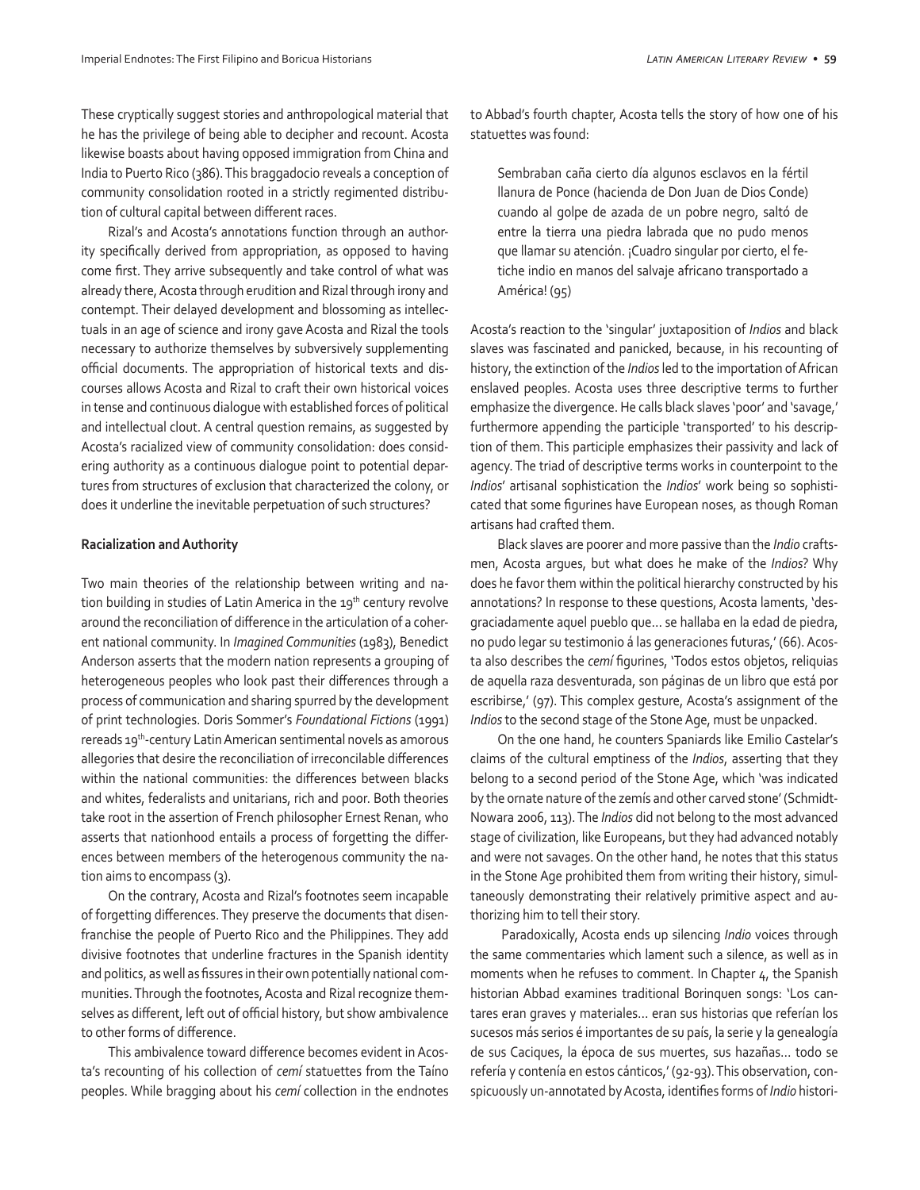These cryptically suggest stories and anthropological material that he has the privilege of being able to decipher and recount. Acosta likewise boasts about having opposed immigration from China and India to Puerto Rico (386). This braggadocio reveals a conception of community consolidation rooted in a strictly regimented distribution of cultural capital between different races.

Rizal's and Acosta's annotations function through an authority specifically derived from appropriation, as opposed to having come first. They arrive subsequently and take control of what was already there, Acosta through erudition and Rizal through irony and contempt. Their delayed development and blossoming as intellectuals in an age of science and irony gave Acosta and Rizal the tools necessary to authorize themselves by subversively supplementing official documents. The appropriation of historical texts and discourses allows Acosta and Rizal to craft their own historical voices in tense and continuous dialogue with established forces of political and intellectual clout. A central question remains, as suggested by Acosta's racialized view of community consolidation: does considering authority as a continuous dialogue point to potential departures from structures of exclusion that characterized the colony, or does it underline the inevitable perpetuation of such structures?

**Racialization and Authority**

Two main theories of the relationship between writing and nation building in studies of Latin America in the 19th century revolve around the reconciliation of difference in the articulation of a coherent national community. In *Imagined Communities* (1983), Benedict Anderson asserts that the modern nation represents a grouping of heterogeneous peoples who look past their differences through a process of communication and sharing spurred by the development of print technologies. Doris Sommer's *Foundational Fictions* (1991) rereads 19th-century Latin American sentimental novels as amorous allegories that desire the reconciliation of irreconcilable differences within the national communities: the differences between blacks and whites, federalists and unitarians, rich and poor. Both theories take root in the assertion of French philosopher Ernest Renan, who asserts that nationhood entails a process of forgetting the differences between members of the heterogenous community the nation aims to encompass (3).

On the contrary, Acosta and Rizal's footnotes seem incapable of forgetting differences. They preserve the documents that disenfranchise the people of Puerto Rico and the Philippines. They add divisive footnotes that underline fractures in the Spanish identity and politics, as well as fissures in their own potentially national communities. Through the footnotes, Acosta and Rizal recognize themselves as different, left out of official history, but show ambivalence to other forms of difference.

This ambivalence toward difference becomes evident in Acosta's recounting of his collection of *cemí* statuettes from the Taíno peoples. While bragging about his *cemí* collection in the endnotes to Abbad's fourth chapter, Acosta tells the story of how one of his statuettes was found:

> Sembraban caña cierto día algunos esclavos en la fértil llanura de Ponce (hacienda de Don Juan de Dios Conde) cuando al golpe de azada de un pobre negro, saltó de entre la tierra una piedra labrada que no pudo menos que llamar su atención. ¡Cuadro singular por cierto, el fetiche indio en manos del salvaje africano transportado a América! (95)

Acosta's reaction to the 'singular' juxtaposition of *Indios* and black slaves was fascinated and panicked, because, in his recounting of history, the extinction of the *Indios* led to the importation of African enslaved peoples. Acosta uses three descriptive terms to further emphasize the divergence. He calls black slaves 'poor' and 'savage,' furthermore appending the participle 'transported' to his description of them. This participle emphasizes their passivity and lack of agency. The triad of descriptive terms works in counterpoint to the *Indios*' artisanal sophistication the *Indios*' work being so sophisticated that some figurines have European noses, as though Roman artisans had crafted them.

Black slaves are poorer and more passive than the *Indio* craftsmen, Acosta argues, but what does he make of the *Indios*? Why does he favor them within the political hierarchy constructed by his annotations? In response to these questions, Acosta laments, 'desgraciadamente aquel pueblo que... se hallaba en la edad de piedra, no pudo legar su testimonio á las generaciones futuras,' (66). Acosta also describes the *cemí* figurines, 'Todos estos objetos, reliquias de aquella raza desventurada, son páginas de un libro que está por escribirse,' (97). This complex gesture, Acosta's assignment of the *Indios* to the second stage of the Stone Age, must be unpacked.

On the one hand, he counters Spaniards like Emilio Castelar's claims of the cultural emptiness of the *Indios*, asserting that they belong to a second period of the Stone Age, which 'was indicated by the ornate nature of the zemís and other carved stone' (Schmidt-Nowara 2006, 113). The *Indios* did not belong to the most advanced stage of civilization, like Europeans, but they had advanced notably and were not savages. On the other hand, he notes that this status in the Stone Age prohibited them from writing their history, simultaneously demonstrating their relatively primitive aspect and authorizing him to tell their story.

Paradoxically, Acosta ends up silencing *Indio* voices through the same commentaries which lament such a silence, as well as in moments when he refuses to comment. In Chapter 4, the Spanish historian Abbad examines traditional Borinquen songs: 'Los cantares eran graves y materiales... eran sus historias que referían los sucesos más serios é importantes de su país, la serie y la genealogía de sus Caciques, la época de sus muertes, sus hazañas... todo se refería y contenía en estos cánticos,' (92-93). This observation, conspicuously un-annotated by Acosta, identifies forms of *Indio* histori-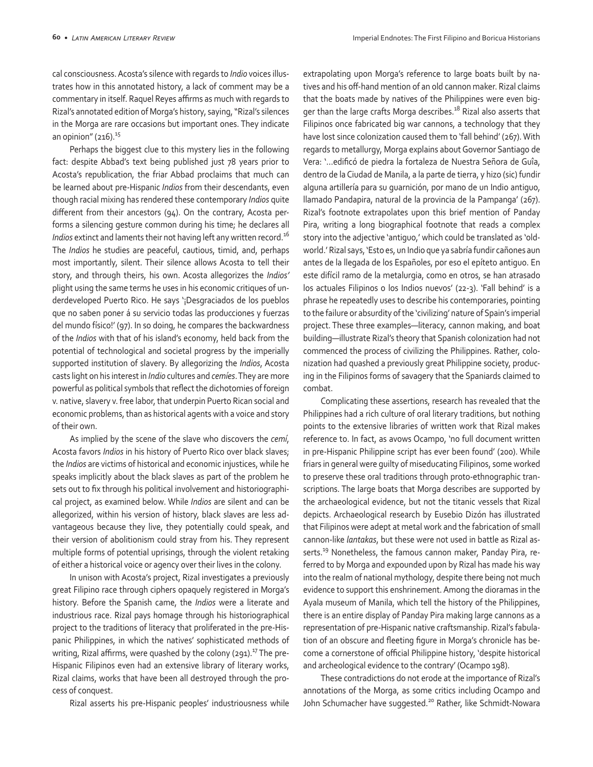cal consciousness. Acosta's silence with regards to *Indio* voices illustrates how in this annotated history, a lack of comment may be a commentary in itself. Raquel Reyes affirms as much with regards to Rizal's annotated edition of Morga's history, saying, "Rizal's silences in the Morga are rare occasions but important ones. They indicate an opinion" (216).[15]

Perhaps the biggest clue to this mystery lies in the following fact: despite Abbad's text being published just 78 years prior to Acosta's republication, the friar Abbad proclaims that much can be learned about pre-Hispanic *Indios* from their descendants, even though racial mixing has rendered these contemporary *Indios* quite different from their ancestors (94). On the contrary, Acosta performs a silencing gesture common during his time; he declares all *Indios* extinct and laments their not having left any written record.[16] The *Indios* he studies are peaceful, cautious, timid, and, perhaps most importantly, silent. Their silence allows Acosta to tell their story, and through theirs, his own. Acosta allegorizes the *Indios'* plight using the same terms he uses in his economic critiques of underdeveloped Puerto Rico. He says '¡Desgraciados de los pueblos que no saben poner á su servicio todas las producciones y fuerzas del mundo físico!' (97). In so doing, he compares the backwardness of the *Indios* with that of his island's economy, held back from the potential of technological and societal progress by the imperially supported institution of slavery. By allegorizing the *Indios*, Acosta casts light on his interest in *Indio* cultures and *cemíes*. They are more powerful as political symbols that reflect the dichotomies of foreign v. native, slavery v. free labor, that underpin Puerto Rican social and economic problems, than as historical agents with a voice and story of their own.

As implied by the scene of the slave who discovers the *cemí*, Acosta favors *Indios* in his history of Puerto Rico over black slaves; the *Indios* are victims of historical and economic injustices, while he speaks implicitly about the black slaves as part of the problem he sets out to fix through his political involvement and historiographical project, as examined below. While *Indios* are silent and can be allegorized, within his version of history, black slaves are less advantageous because they live, they potentially could speak, and their version of abolitionism could stray from his. They represent multiple forms of potential uprisings, through the violent retaking of either a historical voice or agency over their lives in the colony.

In unison with Acosta's project, Rizal investigates a previously great Filipino race through ciphers opaquely registered in Morga's history. Before the Spanish came, the *Indios* were a literate and industrious race. Rizal pays homage through his historiographical project to the traditions of literacy that proliferated in the pre-Hispanic Philippines, in which the natives' sophisticated methods of writing, Rizal affirms, were quashed by the colony (291).[17] The pre-Hispanic Filipinos even had an extensive library of literary works, Rizal claims, works that have been all destroyed through the process of conquest.

Rizal asserts his pre-Hispanic peoples' industriousness while extrapolating upon Morga's reference to large boats built by natives and his off-hand mention of an old cannon maker. Rizal claims that the boats made by natives of the Philippines were even bigger than the large crafts Morga describes.[18] Rizal also asserts that Filipinos once fabricated big war cannons, a technology that they have lost since colonization caused them to 'fall behind' (267). With regards to metallurgy, Morga explains about Governor Santiago de Vera: '…edificó de piedra la fortaleza de Nuestra Señora de Guîa, dentro de la Ciudad de Manila, a la parte de tierra, y hizo (sic) fundir alguna artillería para su guarnición, por mano de un Indio antiguo, llamado Pandapira, natural de la provincia de la Pampanga' (267). Rizal's footnote extrapolates upon this brief mention of Panday Pira, writing a long biographical footnote that reads a complex story into the adjective 'antiguo,' which could be translated as 'old-world.' Rizal says, 'Esto es, un Indio que ya sabría fundir cañones aun antes de la llegada de los Españoles, por eso el epíteto antiguo. En este difícil ramo de la metalurgia, como en otros, se han atrasado los actuales Filipinos o los Indios nuevos' (22-3). 'Fall behind' is a phrase he repeatedly uses to describe his contemporaries, pointing to the failure or absurdity of the 'civilizing' nature of Spain's imperial project. These three examples—literacy, cannon making, and boat building—illustrate Rizal's theory that Spanish colonization had not commenced the process of civilizing the Philippines. Rather, colonization had quashed a previously great Philippine society, producing in the Filipinos forms of savagery that the Spaniards claimed to combat.

Complicating these assertions, research has revealed that the Philippines had a rich culture of oral literary traditions, but nothing points to the extensive libraries of written work that Rizal makes reference to. In fact, as avows Ocampo, 'no full document written in pre-Hispanic Philippine script has ever been found' (200). While friars in general were guilty of miseducating Filipinos, some worked to preserve these oral traditions through proto-ethnographic transcriptions. The large boats that Morga describes are supported by the archaeological evidence, but not the titanic vessels that Rizal depicts. Archaeological research by Eusebio Dizón has illustrated that Filipinos were adept at metal work and the fabrication of small cannon-like *lantakas*, but these were not used in battle as Rizal asserts.[19] Nonetheless, the famous cannon maker, Panday Pira, referred to by Morga and expounded upon by Rizal has made his way into the realm of national mythology, despite there being not much evidence to support this enshrinement. Among the dioramas in the Ayala museum of Manila, which tell the history of the Philippines, there is an entire display of Panday Pira making large cannons as a representation of pre-Hispanic native craftsmanship. Rizal's fabulation of an obscure and fleeting figure in Morga's chronicle has become a cornerstone of official Philippine history, 'despite historical and archeological evidence to the contrary' (Ocampo 198).

These contradictions do not erode at the importance of Rizal's annotations of the Morga, as some critics including Ocampo and John Schumacher have suggested.[20] Rather, like Schmidt-Nowara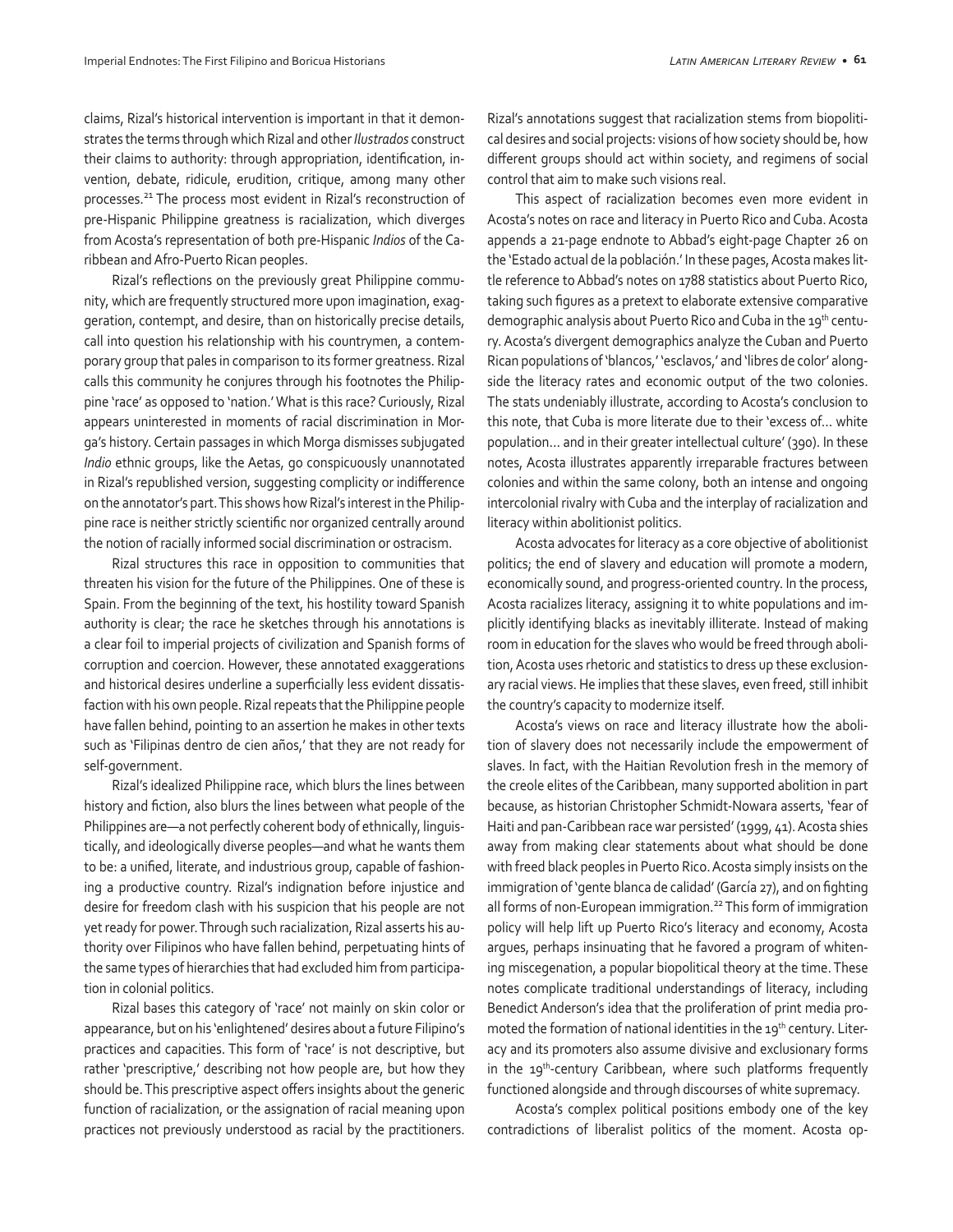claims, Rizal's historical intervention is important in that it demonstrates the terms through which Rizal and other *Ilustrados* construct their claims to authority: through appropriation, identification, invention, debate, ridicule, erudition, critique, among many other processes.[21] The process most evident in Rizal's reconstruction of pre-Hispanic Philippine greatness is racialization, which diverges from Acosta's representation of both pre-Hispanic *Indios* of the Caribbean and Afro-Puerto Rican peoples.

Rizal's reflections on the previously great Philippine community, which are frequently structured more upon imagination, exaggeration, contempt, and desire, than on historically precise details, call into question his relationship with his countrymen, a contemporary group that pales in comparison to its former greatness. Rizal calls this community he conjures through his footnotes the Philippine 'race' as opposed to 'nation.' What is this race? Curiously, Rizal appears uninterested in moments of racial discrimination in Morga's history. Certain passages in which Morga dismisses subjugated *Indio* ethnic groups, like the Aetas, go conspicuously unannotated in Rizal's republished version, suggesting complicity or indifference on the annotator's part. This shows how Rizal's interest in the Philippine race is neither strictly scientific nor organized centrally around the notion of racially informed social discrimination or ostracism.

Rizal structures this race in opposition to communities that threaten his vision for the future of the Philippines. One of these is Spain. From the beginning of the text, his hostility toward Spanish authority is clear; the race he sketches through his annotations is a clear foil to imperial projects of civilization and Spanish forms of corruption and coercion. However, these annotated exaggerations and historical desires underline a superficially less evident dissatisfaction with his own people. Rizal repeats that the Philippine people have fallen behind, pointing to an assertion he makes in other texts such as 'Filipinas dentro de cien años,' that they are not ready for self-government.

Rizal's idealized Philippine race, which blurs the lines between history and fiction, also blurs the lines between what people of the Philippines are—a not perfectly coherent body of ethnically, linguistically, and ideologically diverse peoples—and what he wants them to be: a unified, literate, and industrious group, capable of fashioning a productive country. Rizal's indignation before injustice and desire for freedom clash with his suspicion that his people are not yet ready for power. Through such racialization, Rizal asserts his authority over Filipinos who have fallen behind, perpetuating hints of the same types of hierarchies that had excluded him from participation in colonial politics.

Rizal bases this category of 'race' not mainly on skin color or appearance, but on his 'enlightened' desires about a future Filipino's practices and capacities. This form of 'race' is not descriptive, but rather 'prescriptive,' describing not how people are, but how they should be. This prescriptive aspect offers insights about the generic function of racialization, or the assignation of racial meaning upon practices not previously understood as racial by the practitioners. Rizal's annotations suggest that racialization stems from biopolitical desires and social projects: visions of how society should be, how different groups should act within society, and regimens of social control that aim to make such visions real.

This aspect of racialization becomes even more evident in Acosta's notes on race and literacy in Puerto Rico and Cuba. Acosta appends a 21-page endnote to Abbad's eight-page Chapter 26 on the 'Estado actual de la población.' In these pages, Acosta makes little reference to Abbad's notes on 1788 statistics about Puerto Rico, taking such figures as a pretext to elaborate extensive comparative demographic analysis about Puerto Rico and Cuba in the 19th century. Acosta's divergent demographics analyze the Cuban and Puerto Rican populations of 'blancos,' 'esclavos,' and 'libres de color' alongside the literacy rates and economic output of the two colonies. The stats undeniably illustrate, according to Acosta's conclusion to this note, that Cuba is more literate due to their 'excess of… white population… and in their greater intellectual culture' (390). In these notes, Acosta illustrates apparently irreparable fractures between colonies and within the same colony, both an intense and ongoing intercolonial rivalry with Cuba and the interplay of racialization and literacy within abolitionist politics.

Acosta advocates for literacy as a core objective of abolitionist politics; the end of slavery and education will promote a modern, economically sound, and progress-oriented country. In the process, Acosta racializes literacy, assigning it to white populations and implicitly identifying blacks as inevitably illiterate. Instead of making room in education for the slaves who would be freed through abolition, Acosta uses rhetoric and statistics to dress up these exclusionary racial views. He implies that these slaves, even freed, still inhibit the country's capacity to modernize itself.

Acosta's views on race and literacy illustrate how the abolition of slavery does not necessarily include the empowerment of slaves. In fact, with the Haitian Revolution fresh in the memory of the creole elites of the Caribbean, many supported abolition in part because, as historian Christopher Schmidt-Nowara asserts, 'fear of Haiti and pan-Caribbean race war persisted' (1999, 41). Acosta shies away from making clear statements about what should be done with freed black peoples in Puerto Rico. Acosta simply insists on the immigration of 'gente blanca de calidad' (García 27), and on fighting all forms of non-European immigration.[22] This form of immigration policy will help lift up Puerto Rico's literacy and economy, Acosta argues, perhaps insinuating that he favored a program of whitening miscegenation, a popular biopolitical theory at the time. These notes complicate traditional understandings of literacy, including Benedict Anderson's idea that the proliferation of print media promoted the formation of national identities in the 19th century. Literacy and its promoters also assume divisive and exclusionary forms in the 19th-century Caribbean, where such platforms frequently functioned alongside and through discourses of white supremacy.

Acosta's complex political positions embody one of the key contradictions of liberalist politics of the moment. Acosta op-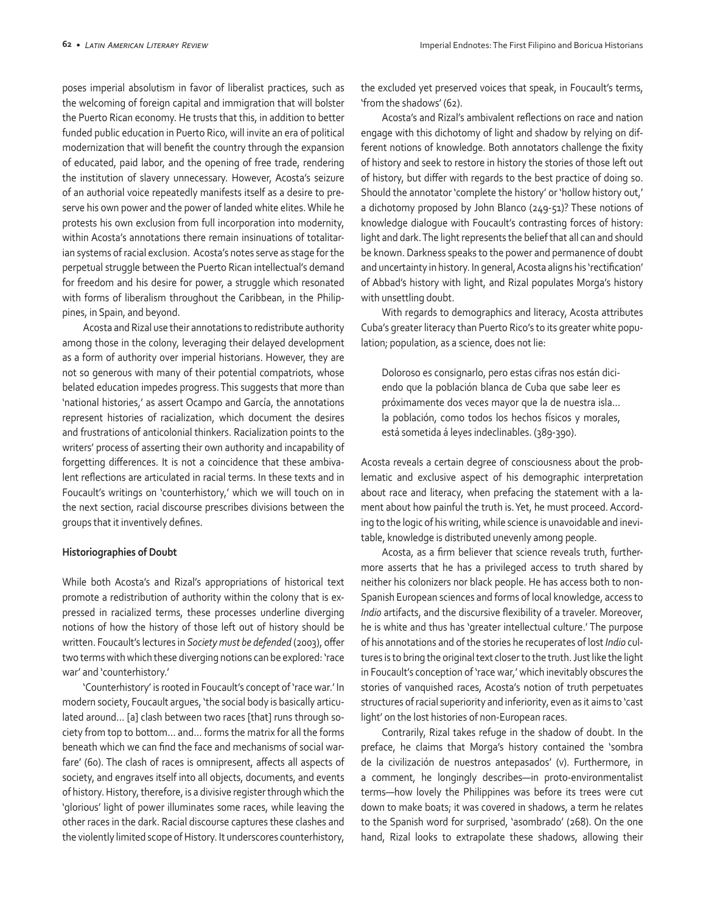poses imperial absolutism in favor of liberalist practices, such as the welcoming of foreign capital and immigration that will bolster the Puerto Rican economy. He trusts that this, in addition to better funded public education in Puerto Rico, will invite an era of political modernization that will benefit the country through the expansion of educated, paid labor, and the opening of free trade, rendering the institution of slavery unnecessary. However, Acosta's seizure of an authorial voice repeatedly manifests itself as a desire to preserve his own power and the power of landed white elites. While he protests his own exclusion from full incorporation into modernity, within Acosta's annotations there remain insinuations of totalitarian systems of racial exclusion. Acosta's notes serve as stage for the perpetual struggle between the Puerto Rican intellectual's demand for freedom and his desire for power, a struggle which resonated with forms of liberalism throughout the Caribbean, in the Philippines, in Spain, and beyond.

Acosta and Rizal use their annotations to redistribute authority among those in the colony, leveraging their delayed development as a form of authority over imperial historians. However, they are not so generous with many of their potential compatriots, whose belated education impedes progress. This suggests that more than 'national histories,' as assert Ocampo and García, the annotations represent histories of racialization, which document the desires and frustrations of anticolonial thinkers. Racialization points to the writers' process of asserting their own authority and incapability of forgetting differences. It is not a coincidence that these ambivalent reflections are articulated in racial terms. In these texts and in Foucault's writings on 'counterhistory,' which we will touch on in the next section, racial discourse prescribes divisions between the groups that it inventively defines.

### Historiographies of Doubt

While both Acosta's and Rizal's appropriations of historical text promote a redistribution of authority within the colony that is expressed in racialized terms, these processes underline diverging notions of how the history of those left out of history should be written. Foucault's lectures in *Society must be defended* (2003), offer two terms with which these diverging notions can be explored: 'race war' and 'counterhistory.'

'Counterhistory' is rooted in Foucault's concept of 'race war.' In modern society, Foucault argues, 'the social body is basically articulated around… [a] clash between two races [that] runs through society from top to bottom… and… forms the matrix for all the forms beneath which we can find the face and mechanisms of social warfare' (60). The clash of races is omnipresent, affects all aspects of society, and engraves itself into all objects, documents, and events of history. History, therefore, is a divisive register through which the 'glorious' light of power illuminates some races, while leaving the other races in the dark. Racial discourse captures these clashes and the violently limited scope of History. It underscores counterhistory, the excluded yet preserved voices that speak, in Foucault's terms, 'from the shadows' (62).

Acosta's and Rizal's ambivalent reflections on race and nation engage with this dichotomy of light and shadow by relying on different notions of knowledge. Both annotators challenge the fixity of history and seek to restore in history the stories of those left out of history, but differ with regards to the best practice of doing so. Should the annotator 'complete the history' or 'hollow history out,' a dichotomy proposed by John Blanco (249-51)? These notions of knowledge dialogue with Foucault's contrasting forces of history: light and dark. The light represents the belief that all can and should be known. Darkness speaks to the power and permanence of doubt and uncertainty in history. In general, Acosta aligns his 'rectification' of Abbad's history with light, and Rizal populates Morga's history with unsettling doubt.

With regards to demographics and literacy, Acosta attributes Cuba's greater literacy than Puerto Rico's to its greater white population; population, as a science, does not lie:

> Doloroso es consignarlo, pero estas cifras nos están diciendo que la población blanca de Cuba que sabe leer es próximamente dos veces mayor que la de nuestra isla… la población, como todos los hechos físicos y morales, está sometida á leyes indeclinables. (389-390).

Acosta reveals a certain degree of consciousness about the problematic and exclusive aspect of his demographic interpretation about race and literacy, when prefacing the statement with a lament about how painful the truth is. Yet, he must proceed. According to the logic of his writing, while science is unavoidable and inevitable, knowledge is distributed unevenly among people.

Acosta, as a firm believer that science reveals truth, furthermore asserts that he has a privileged access to truth shared by neither his colonizers nor black people. He has access both to non-Spanish European sciences and forms of local knowledge, access to *Indio* artifacts, and the discursive flexibility of a traveler. Moreover, he is white and thus has 'greater intellectual culture.' The purpose of his annotations and of the stories he recuperates of lost *Indio* cultures is to bring the original text closer to the truth. Just like the light in Foucault's conception of 'race war,' which inevitably obscures the stories of vanquished races, Acosta's notion of truth perpetuates structures of racial superiority and inferiority, even as it aims to 'cast light' on the lost histories of non-European races.

Contrarily, Rizal takes refuge in the shadow of doubt. In the preface, he claims that Morga's history contained the 'sombra de la civilización de nuestros antepasados' (v). Furthermore, in a comment, he longingly describes—in proto-environmentalist terms—how lovely the Philippines was before its trees were cut down to make boats; it was covered in shadows, a term he relates to the Spanish word for surprised, 'asombrado' (268). On the one hand, Rizal looks to extrapolate these shadows, allowing their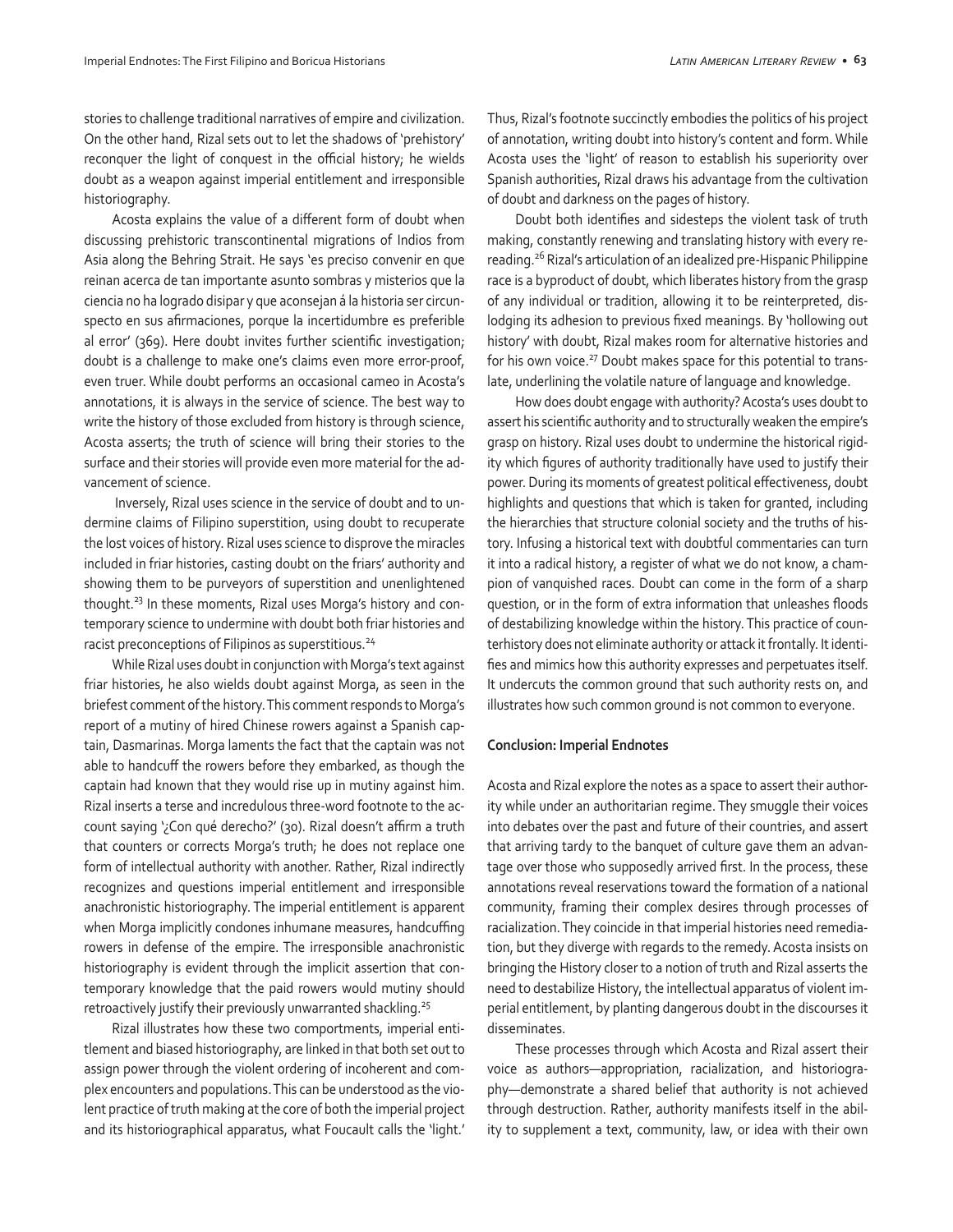stories to challenge traditional narratives of empire and civilization. On the other hand, Rizal sets out to let the shadows of 'prehistory' reconquer the light of conquest in the official history; he wields doubt as a weapon against imperial entitlement and irresponsible historiography.

Acosta explains the value of a different form of doubt when discussing prehistoric transcontinental migrations of Indios from Asia along the Behring Strait. He says 'es preciso convenir en que reinan acerca de tan importante asunto sombras y misterios que la ciencia no ha logrado disipar y que aconsejan á la historia ser circunspecto en sus afirmaciones, porque la incertidumbre es preferible al error' (369). Here doubt invites further scientific investigation; doubt is a challenge to make one's claims even more error-proof, even truer. While doubt performs an occasional cameo in Acosta's annotations, it is always in the service of science. The best way to write the history of those excluded from history is through science, Acosta asserts; the truth of science will bring their stories to the surface and their stories will provide even more material for the advancement of science.

Inversely, Rizal uses science in the service of doubt and to undermine claims of Filipino superstition, using doubt to recuperate the lost voices of history. Rizal uses science to disprove the miracles included in friar histories, casting doubt on the friars' authority and showing them to be purveyors of superstition and unenlightened thought.[23] In these moments, Rizal uses Morga's history and contemporary science to undermine with doubt both friar histories and racist preconceptions of Filipinos as superstitious.[24]

While Rizal uses doubt in conjunction with Morga's text against friar histories, he also wields doubt against Morga, as seen in the briefest comment of the history. This comment responds to Morga's report of a mutiny of hired Chinese rowers against a Spanish captain, Dasmarinas. Morga laments the fact that the captain was not able to handcuff the rowers before they embarked, as though the captain had known that they would rise up in mutiny against him. Rizal inserts a terse and incredulous three-word footnote to the account saying '¿Con qué derecho?' (30). Rizal doesn't affirm a truth that counters or corrects Morga's truth; he does not replace one form of intellectual authority with another. Rather, Rizal indirectly recognizes and questions imperial entitlement and irresponsible anachronistic historiography. The imperial entitlement is apparent when Morga implicitly condones inhumane measures, handcuffing rowers in defense of the empire. The irresponsible anachronistic historiography is evident through the implicit assertion that contemporary knowledge that the paid rowers would mutiny should retroactively justify their previously unwarranted shackling.[25]

Rizal illustrates how these two comportments, imperial entitlement and biased historiography, are linked in that both set out to assign power through the violent ordering of incoherent and complex encounters and populations. This can be understood as the violent practice of truth making at the core of both the imperial project and its historiographical apparatus, what Foucault calls the 'light.' Thus, Rizal's footnote succinctly embodies the politics of his project of annotation, writing doubt into history's content and form. While Acosta uses the 'light' of reason to establish his superiority over Spanish authorities, Rizal draws his advantage from the cultivation of doubt and darkness on the pages of history.

Doubt both identifies and sidesteps the violent task of truth making, constantly renewing and translating history with every re-reading.[26] Rizal's articulation of an idealized pre-Hispanic Philippine race is a byproduct of doubt, which liberates history from the grasp of any individual or tradition, allowing it to be reinterpreted, dislodging its adhesion to previous fixed meanings. By 'hollowing out history' with doubt, Rizal makes room for alternative histories and for his own voice.[27] Doubt makes space for this potential to translate, underlining the volatile nature of language and knowledge.

How does doubt engage with authority? Acosta's uses doubt to assert his scientific authority and to structurally weaken the empire's grasp on history. Rizal uses doubt to undermine the historical rigidity which figures of authority traditionally have used to justify their power. During its moments of greatest political effectiveness, doubt highlights and questions that which is taken for granted, including the hierarchies that structure colonial society and the truths of history. Infusing a historical text with doubtful commentaries can turn it into a radical history, a register of what we do not know, a champion of vanquished races. Doubt can come in the form of a sharp question, or in the form of extra information that unleashes floods of destabilizing knowledge within the history. This practice of counterhistory does not eliminate authority or attack it frontally. It identifies and mimics how this authority expresses and perpetuates itself. It undercuts the common ground that such authority rests on, and illustrates how such common ground is not common to everyone.

#### Conclusion: Imperial Endnotes

Acosta and Rizal explore the notes as a space to assert their authority while under an authoritarian regime. They smuggle their voices into debates over the past and future of their countries, and assert that arriving tardy to the banquet of culture gave them an advantage over those who supposedly arrived first. In the process, these annotations reveal reservations toward the formation of a national community, framing their complex desires through processes of racialization. They coincide in that imperial histories need remediation, but they diverge with regards to the remedy. Acosta insists on bringing the History closer to a notion of truth and Rizal asserts the need to destabilize History, the intellectual apparatus of violent imperial entitlement, by planting dangerous doubt in the discourses it disseminates.

These processes through which Acosta and Rizal assert their voice as authors—appropriation, racialization, and historiography—demonstrate a shared belief that authority is not achieved through destruction. Rather, authority manifests itself in the ability to supplement a text, community, law, or idea with their own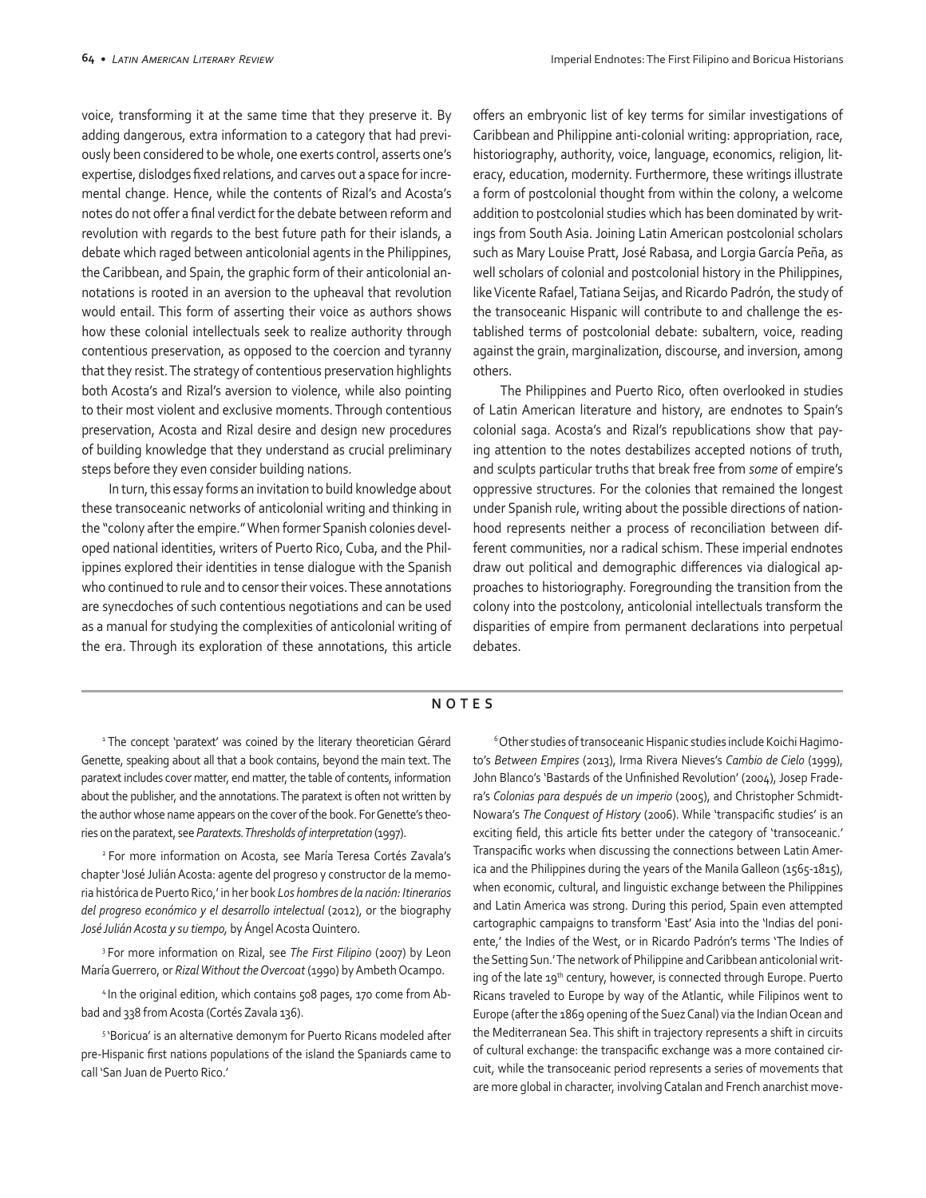voice, transforming it at the same time that they preserve it. By adding dangerous, extra information to a category that had previously been considered to be whole, one exerts control, asserts one's expertise, dislodges fixed relations, and carves out a space for incremental change. Hence, while the contents of Rizal's and Acosta's notes do not offer a final verdict for the debate between reform and revolution with regards to the best future path for their islands, a debate which raged between anticolonial agents in the Philippines, the Caribbean, and Spain, the graphic form of their anticolonial annotations is rooted in an aversion to the upheaval that revolution would entail. This form of asserting their voice as authors shows how these colonial intellectuals seek to realize authority through contentious preservation, as opposed to the coercion and tyranny that they resist. The strategy of contentious preservation highlights both Acosta's and Rizal's aversion to violence, while also pointing to their most violent and exclusive moments. Through contentious preservation, Acosta and Rizal desire and design new procedures of building knowledge that they understand as crucial preliminary steps before they even consider building nations.

In turn, this essay forms an invitation to build knowledge about these transoceanic networks of anticolonial writing and thinking in the "colony after the empire." When former Spanish colonies developed national identities, writers of Puerto Rico, Cuba, and the Philippines explored their identities in tense dialogue with the Spanish who continued to rule and to censor their voices. These annotations are synecdoches of such contentious negotiations and can be used as a manual for studying the complexities of anticolonial writing of the era. Through its exploration of these annotations, this article offers an embryonic list of key terms for similar investigations of Caribbean and Philippine anti-colonial writing: appropriation, race, historiography, authority, voice, language, economics, religion, literacy, education, modernity. Furthermore, these writings illustrate a form of postcolonial thought from within the colony, a welcome addition to postcolonial studies which has been dominated by writings from South Asia. Joining Latin American postcolonial scholars such as Mary Louise Pratt, José Rabasa, and Lorgia García Peña, as well scholars of colonial and postcolonial history in the Philippines, like Vicente Rafael, Tatiana Seijas, and Ricardo Padrón, the study of the transoceanic Hispanic will contribute to and challenge the established terms of postcolonial debate: subaltern, voice, reading against the grain, marginalization, discourse, and inversion, among others.

The Philippines and Puerto Rico, often overlooked in studies of Latin American literature and history, are endnotes to Spain's colonial saga. Acosta's and Rizal's republications show that paying attention to the notes destabilizes accepted notions of truth, and sculpts particular truths that break free from *some* of empire's oppressive structures. For the colonies that remained the longest under Spanish rule, writing about the possible directions of nationhood represents neither a process of reconciliation between different communities, nor a radical schism. These imperial endnotes draw out political and demographic differences via dialogical approaches to historiography. Foregrounding the transition from the colony into the postcolony, anticolonial intellectuals transform the disparities of empire from permanent declarations into perpetual debates.

## NOTES

[1] The concept 'paratext' was coined by the literary theoretician Gérard Genette, speaking about all that a book contains, beyond the main text. The paratext includes cover matter, end matter, the table of contents, information about the publisher, and the annotations. The paratext is often not written by the author whose name appears on the cover of the book. For Genette's theories on the paratext, see *Paratexts. Thresholds of interpretation* (1997).

[2] For more information on Acosta, see María Teresa Cortés Zavala's chapter 'José Julián Acosta: agente del progreso y constructor de la memoria histórica de Puerto Rico,' in her book *Los hombres de la nación: Itinerarios del progreso económico y el desarrollo intelectual* (2012), or the biography *José Julián Acosta y su tiempo,* by Ángel Acosta Quintero.

[3] For more information on Rizal, see *The First Filipino* (2007) by Leon María Guerrero, or *Rizal Without the Overcoat* (1990) by Ambeth Ocampo.

[4] In the original edition, which contains 508 pages, 170 come from Abbad and 338 from Acosta (Cortés Zavala 136).

[5] 'Boricua' is an alternative demonym for Puerto Ricans modeled after pre-Hispanic first nations populations of the island the Spaniards came to call 'San Juan de Puerto Rico.'

[6] Other studies of transoceanic Hispanic studies include Koichi Hagimoto's *Between Empires* (2013), Irma Rivera Nieves's *Cambio de Cielo* (1999), John Blanco's 'Bastards of the Unfinished Revolution' (2004), Josep Fradera's *Colonias para después de un imperio* (2005), and Christopher Schmidt-Nowara's *The Conquest of History* (2006). While 'transpacific studies' is an exciting field, this article fits better under the category of 'transoceanic.' Transpacific works when discussing the connections between Latin America and the Philippines during the years of the Manila Galleon (1565-1815), when economic, cultural, and linguistic exchange between the Philippines and Latin America was strong. During this period, Spain even attempted cartographic campaigns to transform 'East' Asia into the 'Indias del poniente,' the Indies of the West, or in Ricardo Padrón's terms 'The Indies of the Setting Sun.' The network of Philippine and Caribbean anticolonial writing of the late 19th century, however, is connected through Europe. Puerto Ricans traveled to Europe by way of the Atlantic, while Filipinos went to Europe (after the 1869 opening of the Suez Canal) via the Indian Ocean and the Mediterranean Sea. This shift in trajectory represents a shift in circuits of cultural exchange: the transpacific exchange was a more contained circuit, while the transoceanic period represents a series of movements that are more global in character, involving Catalan and French anarchist move-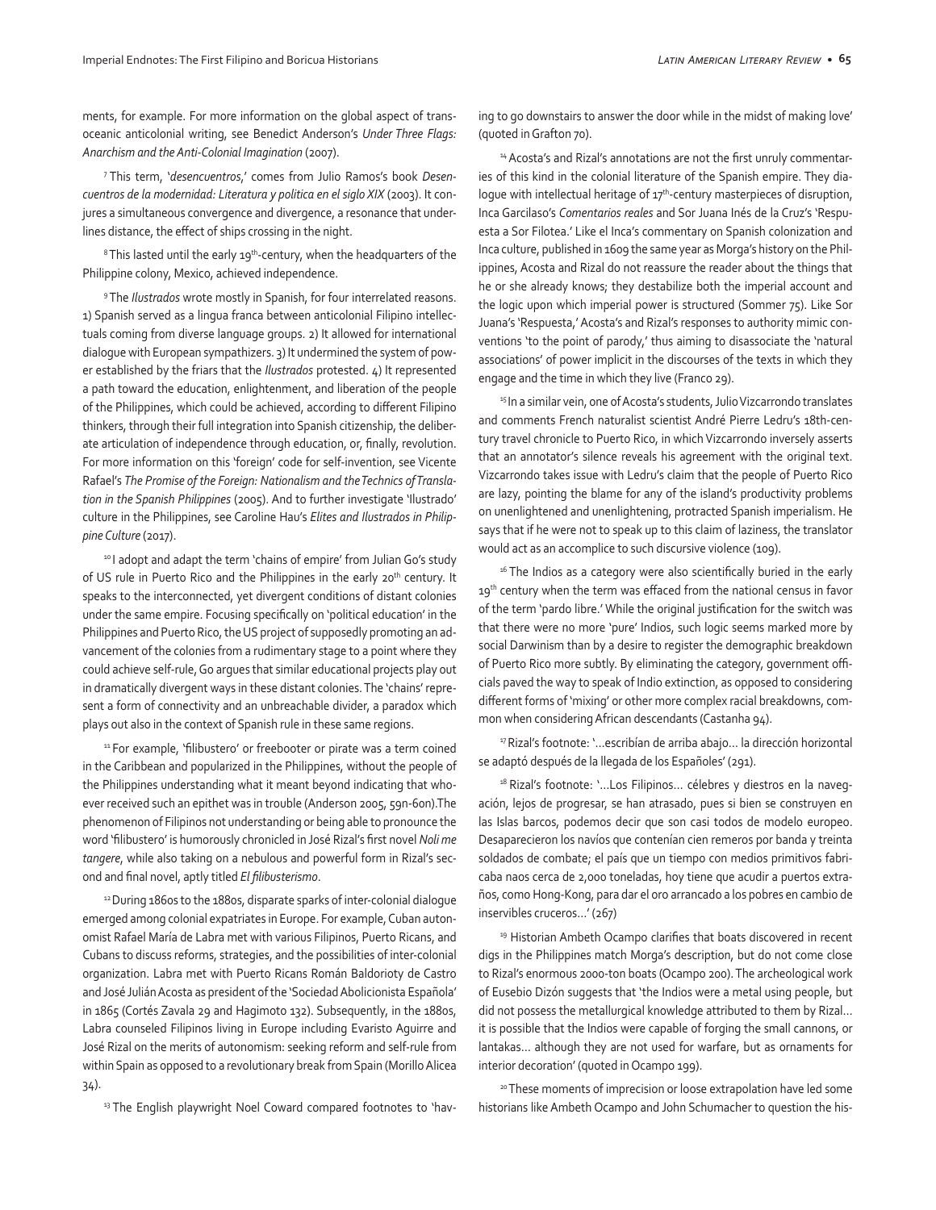ments, for example. For more information on the global aspect of transoceanic anticolonial writing, see Benedict Anderson's *Under Three Flags: Anarchism and the Anti-Colonial Imagination* (2007).

[7] This term, '*desencuentros*,' comes from Julio Ramos's book *Desencuentros de la modernidad: Literatura y politica en el siglo XIX* (2003). It conjures a simultaneous convergence and divergence, a resonance that underlines distance, the effect of ships crossing in the night.

[8] This lasted until the early 19th-century, when the headquarters of the Philippine colony, Mexico, achieved independence.

[9] The *Ilustrados* wrote mostly in Spanish, for four interrelated reasons. 1) Spanish served as a lingua franca between anticolonial Filipino intellectuals coming from diverse language groups. 2) It allowed for international dialogue with European sympathizers. 3) It undermined the system of power established by the friars that the *Ilustrados* protested. 4) It represented a path toward the education, enlightenment, and liberation of the people of the Philippines, which could be achieved, according to different Filipino thinkers, through their full integration into Spanish citizenship, the deliberate articulation of independence through education, or, finally, revolution. For more information on this 'foreign' code for self-invention, see Vicente Rafael's *The Promise of the Foreign: Nationalism and the Technics of Translation in the Spanish Philippines* (2005). And to further investigate 'Ilustrado' culture in the Philippines, see Caroline Hau's *Elites and Ilustrados in Philippine Culture* (2017).

[10] I adopt and adapt the term 'chains of empire' from Julian Go's study of US rule in Puerto Rico and the Philippines in the early 20th century. It speaks to the interconnected, yet divergent conditions of distant colonies under the same empire. Focusing specifically on 'political education' in the Philippines and Puerto Rico, the US project of supposedly promoting an advancement of the colonies from a rudimentary stage to a point where they could achieve self-rule, Go argues that similar educational projects play out in dramatically divergent ways in these distant colonies. The 'chains' represent a form of connectivity and an unbreachable divider, a paradox which plays out also in the context of Spanish rule in these same regions.

[11] For example, 'filibustero' or freebooter or pirate was a term coined in the Caribbean and popularized in the Philippines, without the people of the Philippines understanding what it meant beyond indicating that whoever received such an epithet was in trouble (Anderson 2005, 59n-60n).The phenomenon of Filipinos not understanding or being able to pronounce the word 'filibustero' is humorously chronicled in José Rizal's first novel *Noli me tangere*, while also taking on a nebulous and powerful form in Rizal's second and final novel, aptly titled *El filibusterismo*.

[12] During 1860s to the 1880s, disparate sparks of inter-colonial dialogue emerged among colonial expatriates in Europe. For example, Cuban autonomist Rafael María de Labra met with various Filipinos, Puerto Ricans, and Cubans to discuss reforms, strategies, and the possibilities of inter-colonial organization. Labra met with Puerto Ricans Román Baldorioty de Castro and José Julián Acosta as president of the 'Sociedad Abolicionista Española' in 1865 (Cortés Zavala 29 and Hagimoto 132). Subsequently, in the 1880s, Labra counseled Filipinos living in Europe including Evaristo Aguirre and José Rizal on the merits of autonomism: seeking reform and self-rule from within Spain as opposed to a revolutionary break from Spain (Morillo Alicea 34).

[13] The English playwright Noel Coward compared footnotes to 'having to go downstairs to answer the door while in the midst of making love' (quoted in Grafton 70).

[14] Acosta's and Rizal's annotations are not the first unruly commentaries of this kind in the colonial literature of the Spanish empire. They dialogue with intellectual heritage of 17th-century masterpieces of disruption, Inca Garcilaso's *Comentarios reales* and Sor Juana Inés de la Cruz's 'Respuesta a Sor Filotea.' Like el Inca's commentary on Spanish colonization and Inca culture, published in 1609 the same year as Morga's history on the Philippines, Acosta and Rizal do not reassure the reader about the things that he or she already knows; they destabilize both the imperial account and the logic upon which imperial power is structured (Sommer 75). Like Sor Juana's 'Respuesta,' Acosta's and Rizal's responses to authority mimic conventions 'to the point of parody,' thus aiming to disassociate the 'natural associations' of power implicit in the discourses of the texts in which they engage and the time in which they live (Franco 29).

[15] In a similar vein, one of Acosta's students, Julio Vizcarrondo translates and comments French naturalist scientist André Pierre Ledru's 18th-century travel chronicle to Puerto Rico, in which Vizcarrondo inversely asserts that an annotator's silence reveals his agreement with the original text. Vizcarrondo takes issue with Ledru's claim that the people of Puerto Rico are lazy, pointing the blame for any of the island's productivity problems on unenlightened and unenlightening, protracted Spanish imperialism. He says that if he were not to speak up to this claim of laziness, the translator would act as an accomplice to such discursive violence (109).

[16] The Indios as a category were also scientifically buried in the early 19th century when the term was effaced from the national census in favor of the term 'pardo libre.' While the original justification for the switch was that there were no more 'pure' Indios, such logic seems marked more by social Darwinism than by a desire to register the demographic breakdown of Puerto Rico more subtly. By eliminating the category, government officials paved the way to speak of Indio extinction, as opposed to considering different forms of 'mixing' or other more complex racial breakdowns, common when considering African descendants (Castanha 94).

[17] Rizal's footnote: '…escribían de arriba abajo… la dirección horizontal se adaptó después de la llegada de los Españoles' (291).

[18] Rizal's footnote: '…Los Filipinos… célebres y diestros en la navegación, lejos de progresar, se han atrasado, pues si bien se construyen en las Islas barcos, podemos decir que son casi todos de modelo europeo. Desaparecieron los navíos que contenían cien remeros por banda y treinta soldados de combate; el país que un tiempo con medios primitivos fabricaba naos cerca de 2,000 toneladas, hoy tiene que acudir a puertos extraños, como Hong-Kong, para dar el oro arrancado a los pobres en cambio de inservibles cruceros…' (267)

[19] Historian Ambeth Ocampo clarifies that boats discovered in recent digs in the Philippines match Morga's description, but do not come close to Rizal's enormous 2000-ton boats (Ocampo 200). The archeological work of Eusebio Dizón suggests that 'the Indios were a metal using people, but did not possess the metallurgical knowledge attributed to them by Rizal… it is possible that the Indios were capable of forging the small cannons, or lantakas… although they are not used for warfare, but as ornaments for interior decoration' (quoted in Ocampo 199).

[20] These moments of imprecision or loose extrapolation have led some historians like Ambeth Ocampo and John Schumacher to question the his-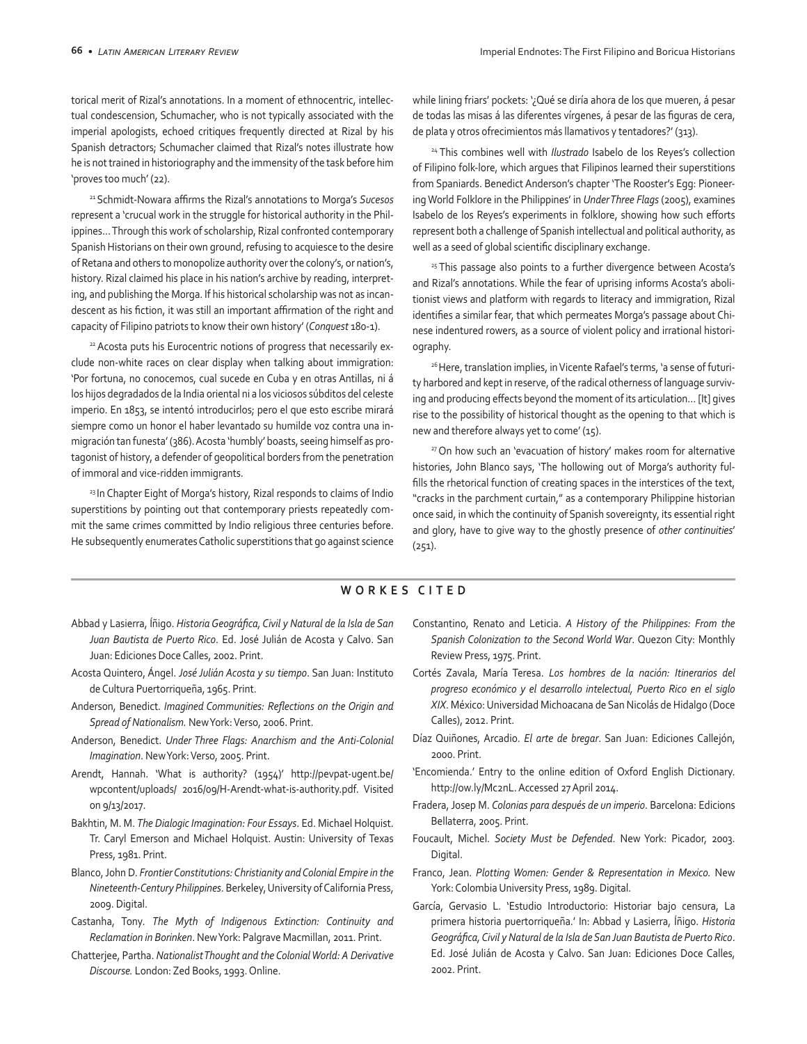torical merit of Rizal's annotations. In a moment of ethnocentric, intellectual condescension, Schumacher, who is not typically associated with the imperial apologists, echoed critiques frequently directed at Rizal by his Spanish detractors; Schumacher claimed that Rizal's notes illustrate how he is not trained in historiography and the immensity of the task before him 'proves too much' (22).

[21] Schmidt-Nowara affirms the Rizal's annotations to Morga's *Sucesos* represent a 'crucual work in the struggle for historical authority in the Philippines… Through this work of scholarship, Rizal confronted contemporary Spanish Historians on their own ground, refusing to acquiesce to the desire of Retana and others to monopolize authority over the colony's, or nation's, history. Rizal claimed his place in his nation's archive by reading, interpreting, and publishing the Morga. If his historical scholarship was not as incandescent as his fiction, it was still an important affirmation of the right and capacity of Filipino patriots to know their own history' (*Conquest* 180-1).

[22] Acosta puts his Eurocentric notions of progress that necessarily exclude non-white races on clear display when talking about immigration: 'Por fortuna, no conocemos, cual sucede en Cuba y en otras Antillas, ni á los hijos degradados de la India oriental ni a los viciosos súbditos del celeste imperio. En 1853, se intentó introducirlos; pero el que esto escribe mirará siempre como un honor el haber levantado su humilde voz contra una inmigración tan funesta' (386). Acosta 'humbly' boasts, seeing himself as protagonist of history, a defender of geopolitical borders from the penetration of immoral and vice-ridden immigrants.

[23] In Chapter Eight of Morga's history, Rizal responds to claims of Indio superstitions by pointing out that contemporary priests repeatedly commit the same crimes committed by Indio religious three centuries before. He subsequently enumerates Catholic superstitions that go against science while lining friars' pockets: '¿Qué se diría ahora de los que mueren, á pesar de todas las misas á las diferentes vírgenes, á pesar de las figuras de cera, de plata y otros ofrecimientos más llamativos y tentadores?' (313).

[24] This combines well with *Ilustrado* Isabelo de los Reyes's collection of Filipino folk-lore, which argues that Filipinos learned their superstitions from Spaniards. Benedict Anderson's chapter 'The Rooster's Egg: Pioneering World Folklore in the Philippines' in *Under Three Flags* (2005), examines Isabelo de los Reyes's experiments in folklore, showing how such efforts represent both a challenge of Spanish intellectual and political authority, as well as a seed of global scientific disciplinary exchange.

[25] This passage also points to a further divergence between Acosta's and Rizal's annotations. While the fear of uprising informs Acosta's abolitionist views and platform with regards to literacy and immigration, Rizal identifies a similar fear, that which permeates Morga's passage about Chinese indentured rowers, as a source of violent policy and irrational historiography.

[26] Here, translation implies, in Vicente Rafael's terms, 'a sense of futurity harbored and kept in reserve, of the radical otherness of language surviving and producing effects beyond the moment of its articulation… [It] gives rise to the possibility of historical thought as the opening to that which is new and therefore always yet to come' (15).

[27] On how such an 'evacuation of history' makes room for alternative histories, John Blanco says, 'The hollowing out of Morga's authority fulfills the rhetorical function of creating spaces in the interstices of the text, "cracks in the parchment curtain," as a contemporary Philippine historian once said, in which the continuity of Spanish sovereignty, its essential right and glory, have to give way to the ghostly presence of *other continuities*' (251).

## WORKES CITED

Abbad y Lasierra, Íñigo. *Historia Geográfica, Civil y Natural de la Isla de San Juan Bautista de Puerto Rico*. Ed. José Julián de Acosta y Calvo. San Juan: Ediciones Doce Calles, 2002. Print.

Acosta Quintero, Ángel. *José Julián Acosta y su tiempo*. San Juan: Instituto de Cultura Puertorriqueña, 1965. Print.

Anderson, Benedict. *Imagined Communities: Reflections on the Origin and Spread of Nationalism.* New York: Verso, 2006. Print.

Anderson, Benedict. *Under Three Flags: Anarchism and the Anti-Colonial Imagination*. New York: Verso, 2005. Print.

Arendt, Hannah. 'What is authority? (1954)' http://pevpat-ugent.be/wpcontent/uploads/ 2016/09/H-Arendt-what-is-authority.pdf. Visited on 9/13/2017.

Bakhtin, M. M. *The Dialogic Imagination: Four Essays*. Ed. Michael Holquist. Tr. Caryl Emerson and Michael Holquist. Austin: University of Texas Press, 1981. Print.

Blanco, John D. *Frontier Constitutions: Christianity and Colonial Empire in the Nineteenth-Century Philippines*. Berkeley, University of California Press, 2009. Digital.

Castanha, Tony. *The Myth of Indigenous Extinction: Continuity and Reclamation in Borinken*. New York: Palgrave Macmillan, 2011. Print.

Chatterjee, Partha. *Nationalist Thought and the Colonial World: A Derivative Discourse.* London: Zed Books, 1993. Online.

Constantino, Renato and Leticia. *A History of the Philippines: From the Spanish Colonization to the Second World War*. Quezon City: Monthly Review Press, 1975. Print.

Cortés Zavala, María Teresa. *Los hombres de la nación: Itinerarios del progreso económico y el desarrollo intelectual, Puerto Rico en el siglo XIX*. México: Universidad Michoacana de San Nicolás de Hidalgo (Doce Calles), 2012. Print.

Díaz Quiñones, Arcadio. *El arte de bregar*. San Juan: Ediciones Callejón, 2000. Print.

'Encomienda.' Entry to the online edition of Oxford English Dictionary. http://ow.ly/Mc2nL. Accessed 27 April 2014.

Fradera, Josep M. *Colonias para después de un imperio*. Barcelona: Edicions Bellaterra, 2005. Print.

Foucault, Michel. *Society Must be Defended*. New York: Picador, 2003. Digital.

Franco, Jean. *Plotting Women: Gender & Representation in Mexico.* New York: Colombia University Press, 1989. Digital.

García, Gervasio L. 'Estudio Introductorio: Historiar bajo censura, La primera historia puertorriqueña.' In: Abbad y Lasierra, Íñigo. *Historia Geográfica, Civil y Natural de la Isla de San Juan Bautista de Puerto Rico*. Ed. José Julián de Acosta y Calvo. San Juan: Ediciones Doce Calles, 2002. Print.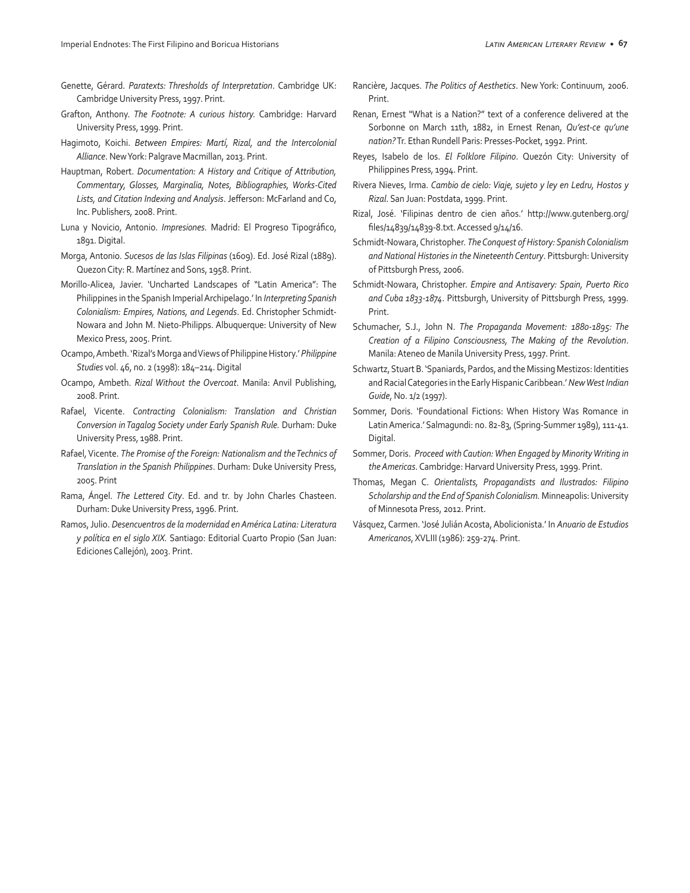Genette, Gérard. *Paratexts: Thresholds of Interpretation*. Cambridge UK: Cambridge University Press, 1997. Print.

Grafton, Anthony. *The Footnote: A curious history*. Cambridge: Harvard University Press, 1999. Print.

Hagimoto, Koichi. *Between Empires: Martí, Rizal, and the Intercolonial Alliance*. New York: Palgrave Macmillan, 2013. Print.

Hauptman, Robert. *Documentation: A History and Critique of Attribution, Commentary, Glosses, Marginalia, Notes, Bibliographies, Works-Cited Lists, and Citation Indexing and Analysis*. Jefferson: McFarland and Co, Inc. Publishers, 2008. Print.

Luna y Novicio, Antonio. *Impresiones*. Madrid: El Progreso Tipográfico, 1891. Digital.

Morga, Antonio. *Sucesos de las Islas Filipinas* (1609). Ed. José Rizal (1889). Quezon City: R. Martínez and Sons, 1958. Print.

Morillo-Alicea, Javier. 'Uncharted Landscapes of "Latin America": The Philippines in the Spanish Imperial Archipelago.' In *Interpreting Spanish Colonialism: Empires, Nations, and Legends*. Ed. Christopher Schmidt-Nowara and John M. Nieto-Philipps. Albuquerque: University of New Mexico Press, 2005. Print.

Ocampo, Ambeth. 'Rizal's Morga and Views of Philippine History.' *Philippine Studies* vol. 46, no. 2 (1998): 184–214. Digital

Ocampo, Ambeth. *Rizal Without the Overcoat*. Manila: Anvil Publishing, 2008. Print.

Rafael, Vicente. *Contracting Colonialism: Translation and Christian Conversion in Tagalog Society under Early Spanish Rule.* Durham: Duke University Press, 1988. Print.

Rafael, Vicente. *The Promise of the Foreign: Nationalism and the Technics of Translation in the Spanish Philippines*. Durham: Duke University Press, 2005. Print

Rama, Ángel. *The Lettered City*. Ed. and tr. by John Charles Chasteen. Durham: Duke University Press, 1996. Print.

Ramos, Julio. *Desencuentros de la modernidad en América Latina: Literatura y política en el siglo XIX.* Santiago: Editorial Cuarto Propio (San Juan: Ediciones Callejón), 2003. Print.

Rancière, Jacques. *The Politics of Aesthetics*. New York: Continuum, 2006. Print.

Renan, Ernest "What is a Nation?" text of a conference delivered at the Sorbonne on March 11th, 1882, in Ernest Renan, *Qu'est-ce qu'une nation?* Tr. Ethan Rundell Paris: Presses-Pocket, 1992. Print.

Reyes, Isabelo de los. *El Folklore Filipino*. Quezón City: University of Philippines Press, 1994. Print.

Rivera Nieves, Irma. *Cambio de cielo: Viaje, sujeto y ley en Ledru, Hostos y Rizal*. San Juan: Postdata, 1999. Print.

Rizal, José. 'Filipinas dentro de cien años.' http://www.gutenberg.org/files/14839/14839-8.txt. Accessed 9/14/16.

Schmidt-Nowara, Christopher. *The Conquest of History: Spanish Colonialism and National Histories in the Nineteenth Century*. Pittsburgh: University of Pittsburgh Press, 2006.

Schmidt-Nowara, Christopher. *Empire and Antisavery: Spain, Puerto Rico and Cuba 1833-1874*. Pittsburgh, University of Pittsburgh Press, 1999. Print.

Schumacher, S.J., John N. *The Propaganda Movement: 1880-1895: The Creation of a Filipino Consciousness, The Making of the Revolution*. Manila: Ateneo de Manila University Press, 1997. Print.

Schwartz, Stuart B. 'Spaniards, Pardos, and the Missing Mestizos: Identities and Racial Categories in the Early Hispanic Caribbean.' *New West Indian Guide*, No. 1/2 (1997).

Sommer, Doris. 'Foundational Fictions: When History Was Romance in Latin America.' Salmagundi: no. 82-83, (Spring-Summer 1989), 111-41. Digital.

Sommer, Doris. *Proceed with Caution: When Engaged by Minority Writing in the Americas*. Cambridge: Harvard University Press, 1999. Print.

Thomas, Megan C. *Orientalists, Propagandists and Ilustrados: Filipino Scholarship and the End of Spanish Colonialism.* Minneapolis: University of Minnesota Press, 2012. Print.

Vásquez, Carmen. 'José Julián Acosta, Abolicionista.' In *Anuario de Estudios Americanos*, XVLIII (1986): 259-274. Print.